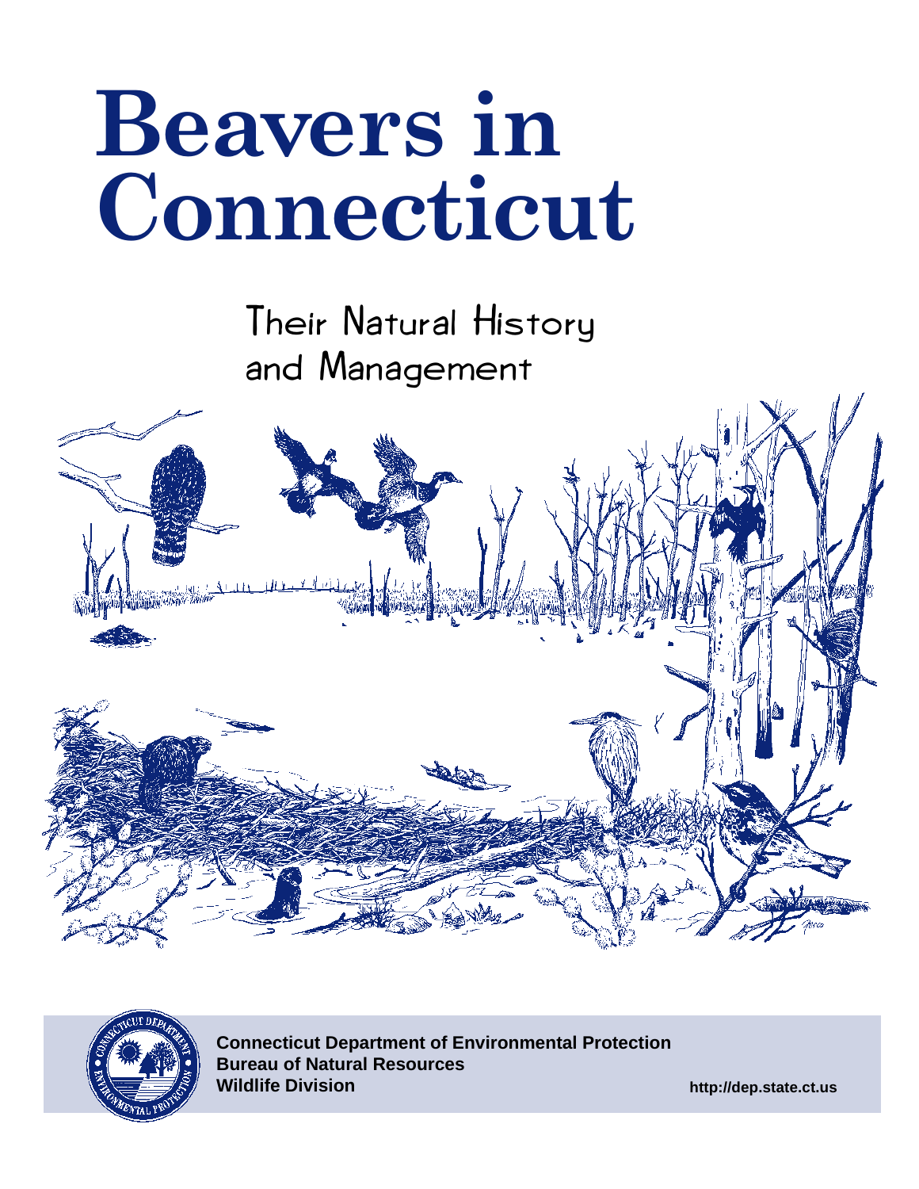# Beavers in Connecticut

## Their Natural History and Management

**Connecticut Department of Environmental Protection**
**Bureau of Natural Resources**
**Wildlife Division**

**http://dep.state.ct.us**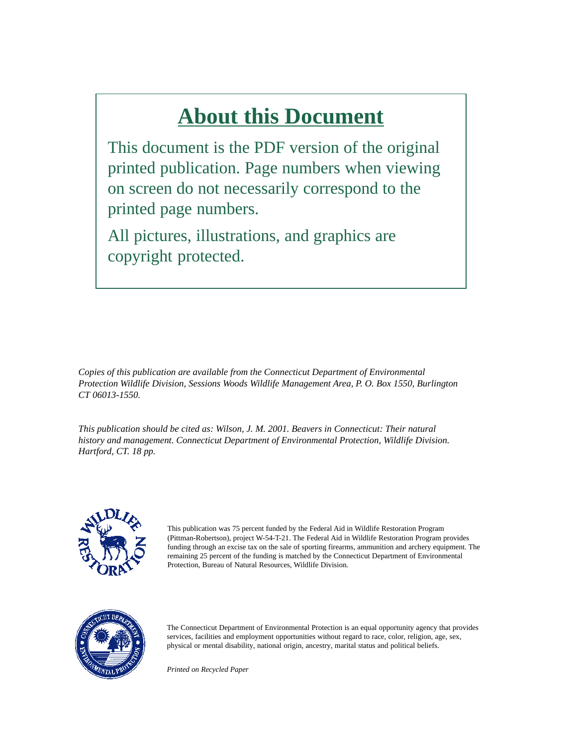# About this Document

This document is the PDF version of the original printed publication. Page numbers when viewing on screen do not necessarily correspond to the printed page numbers.

All pictures, illustrations, and graphics are copyright protected.

*Copies of this publication are available from the Connecticut Department of Environmental Protection Wildlife Division, Sessions Woods Wildlife Management Area, P. O. Box 1550, Burlington CT 06013-1550.*

*This publication should be cited as: Wilson, J. M. 2001. Beavers in Connecticut: Their natural history and management. Connecticut Department of Environmental Protection, Wildlife Division. Hartford, CT. 18 pp.*

This publication was 75 percent funded by the Federal Aid in Wildlife Restoration Program (Pittman-Robertson), project W-54-T-21. The Federal Aid in Wildlife Restoration Program provides funding through an excise tax on the sale of sporting firearms, ammunition and archery equipment. The remaining 25 percent of the funding is matched by the Connecticut Department of Environmental Protection, Bureau of Natural Resources, Wildlife Division.

The Connecticut Department of Environmental Protection is an equal opportunity agency that provides services, facilities and employment opportunities without regard to race, color, religion, age, sex, physical or mental disability, national origin, ancestry, marital status and political beliefs.

*Printed on Recycled Paper*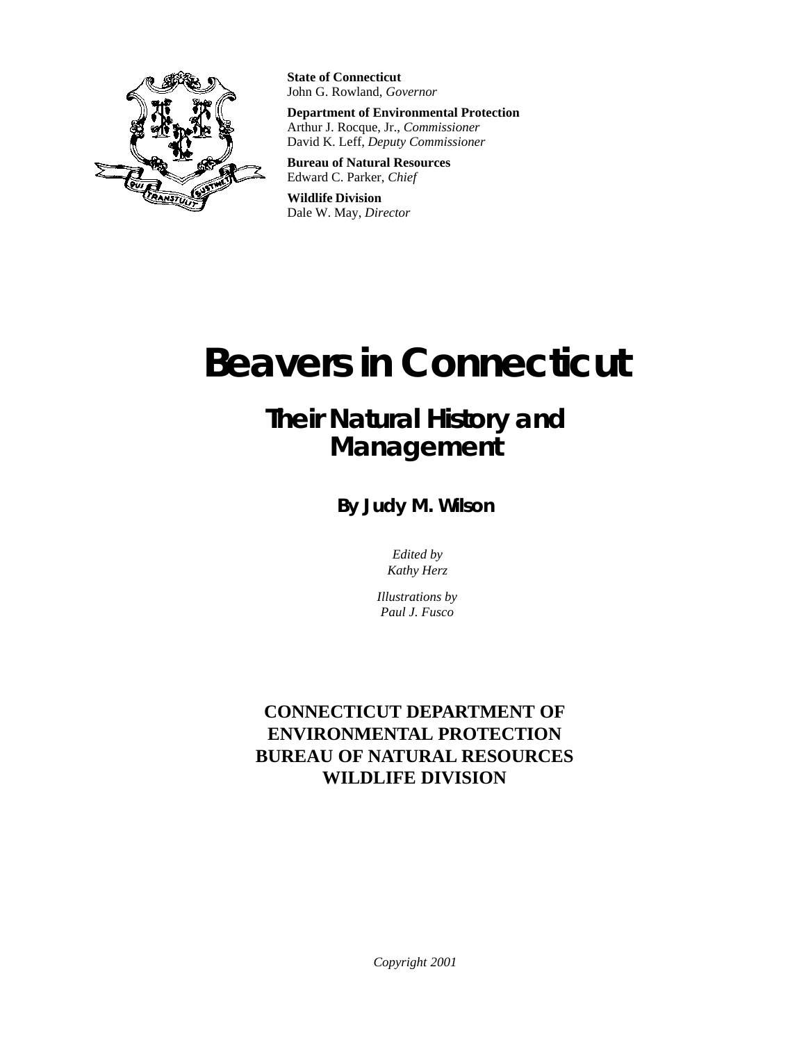**State of Connecticut**
John G. Rowland, *Governor*

**Department of Environmental Protection**
Arthur J. Rocque, Jr., *Commissioner*
David K. Leff, *Deputy Commissioner*

**Bureau of Natural Resources**
Edward C. Parker, *Chief*

**Wildlife Division**
Dale W. May, *Director*

# Beavers in Connecticut

## Their Natural History and Management

### By Judy M. Wilson

*Edited by*
*Kathy Herz*

*Illustrations by*
*Paul J. Fusco*

**CONNECTICUT DEPARTMENT OF ENVIRONMENTAL PROTECTION**
**BUREAU OF NATURAL RESOURCES**
**WILDLIFE DIVISION**

*Copyright 2001*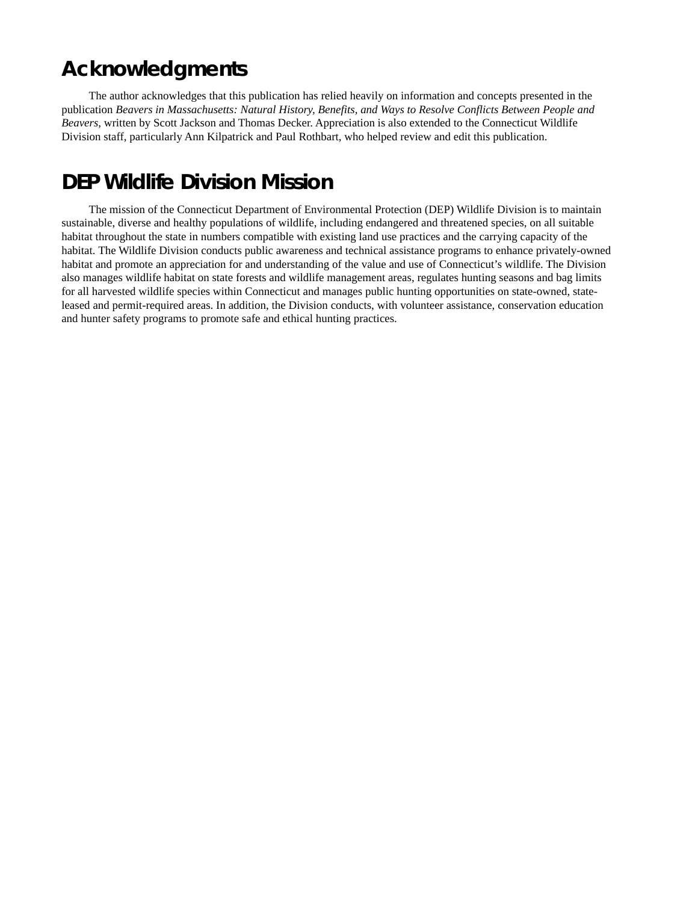# Acknowledgments

The author acknowledges that this publication has relied heavily on information and concepts presented in the publication *Beavers in Massachusetts: Natural History, Benefits, and Ways to Resolve Conflicts Between People and Beavers*, written by Scott Jackson and Thomas Decker. Appreciation is also extended to the Connecticut Wildlife Division staff, particularly Ann Kilpatrick and Paul Rothbart, who helped review and edit this publication.

# DEP Wildlife Division Mission

The mission of the Connecticut Department of Environmental Protection (DEP) Wildlife Division is to maintain sustainable, diverse and healthy populations of wildlife, including endangered and threatened species, on all suitable habitat throughout the state in numbers compatible with existing land use practices and the carrying capacity of the habitat. The Wildlife Division conducts public awareness and technical assistance programs to enhance privately-owned habitat and promote an appreciation for and understanding of the value and use of Connecticut's wildlife. The Division also manages wildlife habitat on state forests and wildlife management areas, regulates hunting seasons and bag limits for all harvested wildlife species within Connecticut and manages public hunting opportunities on state-owned, state-leased and permit-required areas. In addition, the Division conducts, with volunteer assistance, conservation education and hunter safety programs to promote safe and ethical hunting practices.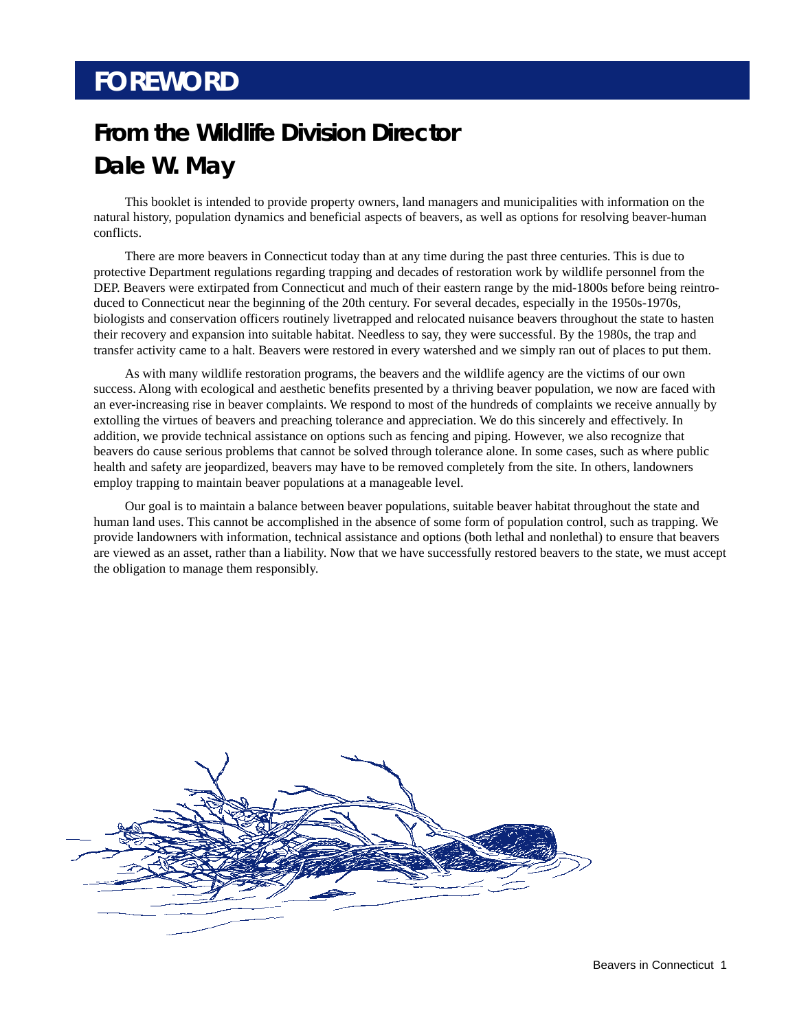# FOREWORD

## From the Wildlife Division Director
## Dale W. May

This booklet is intended to provide property owners, land managers and municipalities with information on the natural history, population dynamics and beneficial aspects of beavers, as well as options for resolving beaver-human conflicts.

There are more beavers in Connecticut today than at any time during the past three centuries. This is due to protective Department regulations regarding trapping and decades of restoration work by wildlife personnel from the DEP. Beavers were extirpated from Connecticut and much of their eastern range by the mid-1800s before being reintroduced to Connecticut near the beginning of the 20th century. For several decades, especially in the 1950s-1970s, biologists and conservation officers routinely livetrapped and relocated nuisance beavers throughout the state to hasten their recovery and expansion into suitable habitat. Needless to say, they were successful. By the 1980s, the trap and transfer activity came to a halt. Beavers were restored in every watershed and we simply ran out of places to put them.

As with many wildlife restoration programs, the beavers and the wildlife agency are the victims of our own success. Along with ecological and aesthetic benefits presented by a thriving beaver population, we now are faced with an ever-increasing rise in beaver complaints. We respond to most of the hundreds of complaints we receive annually by extolling the virtues of beavers and preaching tolerance and appreciation. We do this sincerely and effectively. In addition, we provide technical assistance on options such as fencing and piping. However, we also recognize that beavers do cause serious problems that cannot be solved through tolerance alone. In some cases, such as where public health and safety are jeopardized, beavers may have to be removed completely from the site. In others, landowners employ trapping to maintain beaver populations at a manageable level.

Our goal is to maintain a balance between beaver populations, suitable beaver habitat throughout the state and human land uses. This cannot be accomplished in the absence of some form of population control, such as trapping. We provide landowners with information, technical assistance and options (both lethal and nonlethal) to ensure that beavers are viewed as an asset, rather than a liability. Now that we have successfully restored beavers to the state, we must accept the obligation to manage them responsibly.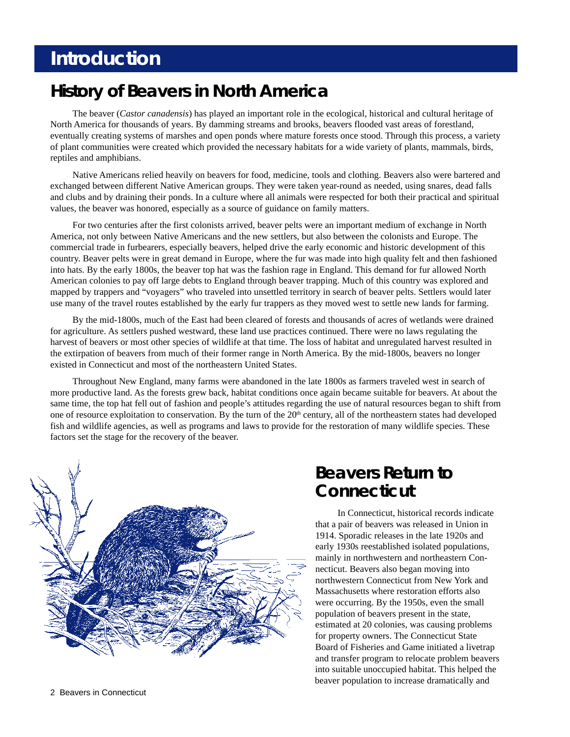# Introduction

## History of Beavers in North America

The beaver (*Castor canadensis*) has played an important role in the ecological, historical and cultural heritage of North America for thousands of years. By damming streams and brooks, beavers flooded vast areas of forestland, eventually creating systems of marshes and open ponds where mature forests once stood. Through this process, a variety of plant communities were created which provided the necessary habitats for a wide variety of plants, mammals, birds, reptiles and amphibians.

Native Americans relied heavily on beavers for food, medicine, tools and clothing. Beavers also were bartered and exchanged between different Native American groups. They were taken year-round as needed, using snares, dead falls and clubs and by draining their ponds. In a culture where all animals were respected for both their practical and spiritual values, the beaver was honored, especially as a source of guidance on family matters.

For two centuries after the first colonists arrived, beaver pelts were an important medium of exchange in North America, not only between Native Americans and the new settlers, but also between the colonists and Europe. The commercial trade in furbearers, especially beavers, helped drive the early economic and historic development of this country. Beaver pelts were in great demand in Europe, where the fur was made into high quality felt and then fashioned into hats. By the early 1800s, the beaver top hat was the fashion rage in England. This demand for fur allowed North American colonies to pay off large debts to England through beaver trapping. Much of this country was explored and mapped by trappers and "voyagers" who traveled into unsettled territory in search of beaver pelts. Settlers would later use many of the travel routes established by the early fur trappers as they moved west to settle new lands for farming.

By the mid-1800s, much of the East had been cleared of forests and thousands of acres of wetlands were drained for agriculture. As settlers pushed westward, these land use practices continued. There were no laws regulating the harvest of beavers or most other species of wildlife at that time. The loss of habitat and unregulated harvest resulted in the extirpation of beavers from much of their former range in North America. By the mid-1800s, beavers no longer existed in Connecticut and most of the northeastern United States.

Throughout New England, many farms were abandoned in the late 1800s as farmers traveled west in search of more productive land. As the forests grew back, habitat conditions once again became suitable for beavers. At about the same time, the top hat fell out of fashion and people's attitudes regarding the use of natural resources began to shift from one of resource exploitation to conservation. By the turn of the 20th century, all of the northeastern states had developed fish and wildlife agencies, as well as programs and laws to provide for the restoration of many wildlife species. These factors set the stage for the recovery of the beaver.

## Beavers Return to Connecticut

In Connecticut, historical records indicate that a pair of beavers was released in Union in 1914. Sporadic releases in the late 1920s and early 1930s reestablished isolated populations, mainly in northwestern and northeastern Connecticut. Beavers also began moving into northwestern Connecticut from New York and Massachusetts where restoration efforts also were occurring. By the 1950s, even the small population of beavers present in the state, estimated at 20 colonies, was causing problems for property owners. The Connecticut State Board of Fisheries and Game initiated a livetrap and transfer program to relocate problem beavers into suitable unoccupied habitat. This helped the beaver population to increase dramatically and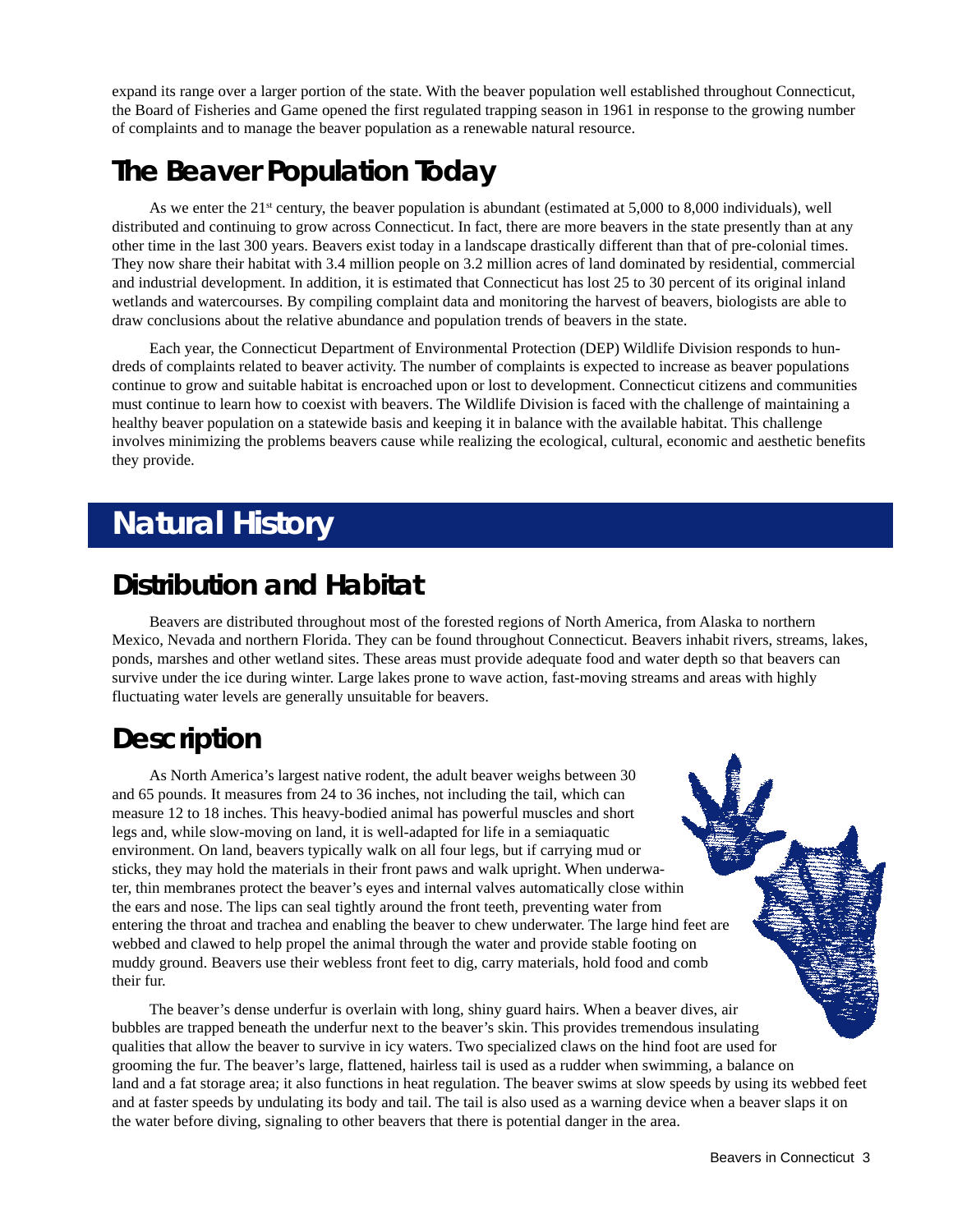expand its range over a larger portion of the state. With the beaver population well established throughout Connecticut, the Board of Fisheries and Game opened the first regulated trapping season in 1961 in response to the growing number of complaints and to manage the beaver population as a renewable natural resource.

## The Beaver Population Today

As we enter the 21st century, the beaver population is abundant (estimated at 5,000 to 8,000 individuals), well distributed and continuing to grow across Connecticut. In fact, there are more beavers in the state presently than at any other time in the last 300 years. Beavers exist today in a landscape drastically different than that of pre-colonial times. They now share their habitat with 3.4 million people on 3.2 million acres of land dominated by residential, commercial and industrial development. In addition, it is estimated that Connecticut has lost 25 to 30 percent of its original inland wetlands and watercourses. By compiling complaint data and monitoring the harvest of beavers, biologists are able to draw conclusions about the relative abundance and population trends of beavers in the state.

Each year, the Connecticut Department of Environmental Protection (DEP) Wildlife Division responds to hundreds of complaints related to beaver activity. The number of complaints is expected to increase as beaver populations continue to grow and suitable habitat is encroached upon or lost to development. Connecticut citizens and communities must continue to learn how to coexist with beavers. The Wildlife Division is faced with the challenge of maintaining a healthy beaver population on a statewide basis and keeping it in balance with the available habitat. This challenge involves minimizing the problems beavers cause while realizing the ecological, cultural, economic and aesthetic benefits they provide.

# Natural History

## Distribution and Habitat

Beavers are distributed throughout most of the forested regions of North America, from Alaska to northern Mexico, Nevada and northern Florida. They can be found throughout Connecticut. Beavers inhabit rivers, streams, lakes, ponds, marshes and other wetland sites. These areas must provide adequate food and water depth so that beavers can survive under the ice during winter. Large lakes prone to wave action, fast-moving streams and areas with highly fluctuating water levels are generally unsuitable for beavers.

## Description

As North America's largest native rodent, the adult beaver weighs between 30 and 65 pounds. It measures from 24 to 36 inches, not including the tail, which can measure 12 to 18 inches. This heavy-bodied animal has powerful muscles and short legs and, while slow-moving on land, it is well-adapted for life in a semiaquatic environment. On land, beavers typically walk on all four legs, but if carrying mud or sticks, they may hold the materials in their front paws and walk upright. When underwater, thin membranes protect the beaver's eyes and internal valves automatically close within the ears and nose. The lips can seal tightly around the front teeth, preventing water from entering the throat and trachea and enabling the beaver to chew underwater. The large hind feet are webbed and clawed to help propel the animal through the water and provide stable footing on muddy ground. Beavers use their webless front feet to dig, carry materials, hold food and comb their fur.

The beaver's dense underfur is overlain with long, shiny guard hairs. When a beaver dives, air bubbles are trapped beneath the underfur next to the beaver's skin. This provides tremendous insulating qualities that allow the beaver to survive in icy waters. Two specialized claws on the hind foot are used for grooming the fur. The beaver's large, flattened, hairless tail is used as a rudder when swimming, a balance on land and a fat storage area; it also functions in heat regulation. The beaver swims at slow speeds by using its webbed feet and at faster speeds by undulating its body and tail. The tail is also used as a warning device when a beaver slaps it on the water before diving, signaling to other beavers that there is potential danger in the area.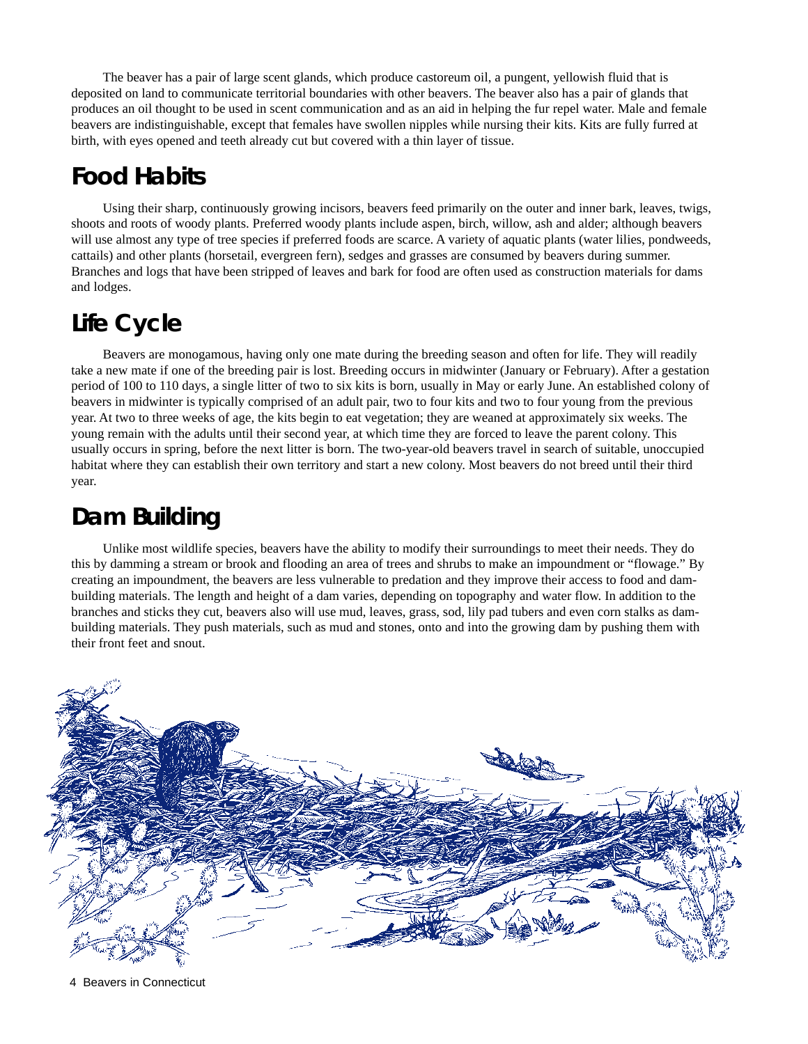The beaver has a pair of large scent glands, which produce castoreum oil, a pungent, yellowish fluid that is deposited on land to communicate territorial boundaries with other beavers. The beaver also has a pair of glands that produces an oil thought to be used in scent communication and as an aid in helping the fur repel water. Male and female beavers are indistinguishable, except that females have swollen nipples while nursing their kits. Kits are fully furred at birth, with eyes opened and teeth already cut but covered with a thin layer of tissue.

## Food Habits

Using their sharp, continuously growing incisors, beavers feed primarily on the outer and inner bark, leaves, twigs, shoots and roots of woody plants. Preferred woody plants include aspen, birch, willow, ash and alder; although beavers will use almost any type of tree species if preferred foods are scarce. A variety of aquatic plants (water lilies, pondweeds, cattails) and other plants (horsetail, evergreen fern), sedges and grasses are consumed by beavers during summer. Branches and logs that have been stripped of leaves and bark for food are often used as construction materials for dams and lodges.

## Life Cycle

Beavers are monogamous, having only one mate during the breeding season and often for life. They will readily take a new mate if one of the breeding pair is lost. Breeding occurs in midwinter (January or February). After a gestation period of 100 to 110 days, a single litter of two to six kits is born, usually in May or early June. An established colony of beavers in midwinter is typically comprised of an adult pair, two to four kits and two to four young from the previous year. At two to three weeks of age, the kits begin to eat vegetation; they are weaned at approximately six weeks. The young remain with the adults until their second year, at which time they are forced to leave the parent colony. This usually occurs in spring, before the next litter is born. The two-year-old beavers travel in search of suitable, unoccupied habitat where they can establish their own territory and start a new colony. Most beavers do not breed until their third year.

## Dam Building

Unlike most wildlife species, beavers have the ability to modify their surroundings to meet their needs. They do this by damming a stream or brook and flooding an area of trees and shrubs to make an impoundment or "flowage." By creating an impoundment, the beavers are less vulnerable to predation and they improve their access to food and dam-building materials. The length and height of a dam varies, depending on topography and water flow. In addition to the branches and sticks they cut, beavers also will use mud, leaves, grass, sod, lily pad tubers and even corn stalks as dam-building materials. They push materials, such as mud and stones, onto and into the growing dam by pushing them with their front feet and snout.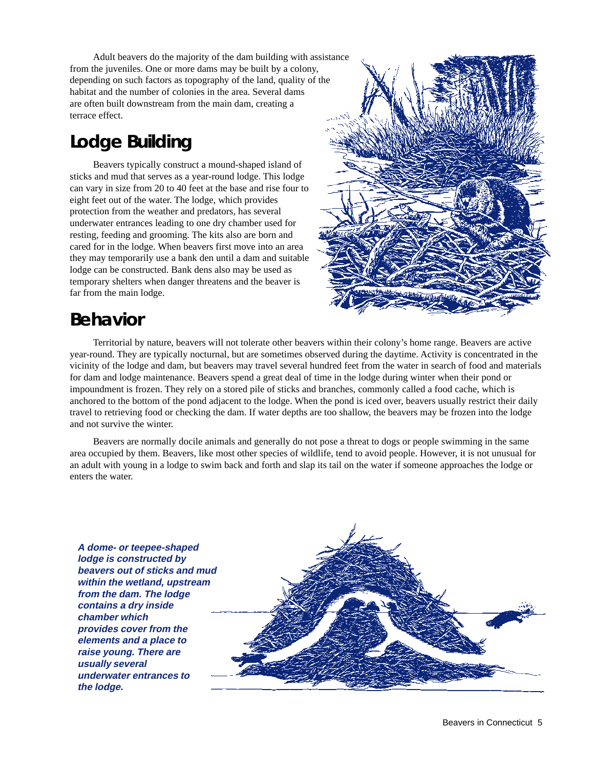Adult beavers do the majority of the dam building with assistance from the juveniles. One or more dams may be built by a colony, depending on such factors as topography of the land, quality of the habitat and the number of colonies in the area. Several dams are often built downstream from the main dam, creating a terrace effect.

## Lodge Building

Beavers typically construct a mound-shaped island of sticks and mud that serves as a year-round lodge. This lodge can vary in size from 20 to 40 feet at the base and rise four to eight feet out of the water. The lodge, which provides protection from the weather and predators, has several underwater entrances leading to one dry chamber used for resting, feeding and grooming. The kits also are born and cared for in the lodge. When beavers first move into an area they may temporarily use a bank den until a dam and suitable lodge can be constructed. Bank dens also may be used as temporary shelters when danger threatens and the beaver is far from the main lodge.

## Behavior

Territorial by nature, beavers will not tolerate other beavers within their colony's home range. Beavers are active year-round. They are typically nocturnal, but are sometimes observed during the daytime. Activity is concentrated in the vicinity of the lodge and dam, but beavers may travel several hundred feet from the water in search of food and materials for dam and lodge maintenance. Beavers spend a great deal of time in the lodge during winter when their pond or impoundment is frozen. They rely on a stored pile of sticks and branches, commonly called a food cache, which is anchored to the bottom of the pond adjacent to the lodge. When the pond is iced over, beavers usually restrict their daily travel to retrieving food or checking the dam. If water depths are too shallow, the beavers may be frozen into the lodge and not survive the winter.

Beavers are normally docile animals and generally do not pose a threat to dogs or people swimming in the same area occupied by them. Beavers, like most other species of wildlife, tend to avoid people. However, it is not unusual for an adult with young in a lodge to swim back and forth and slap its tail on the water if someone approaches the lodge or enters the water.

***A dome- or teepee-shaped lodge is constructed by beavers out of sticks and mud within the wetland, upstream from the dam. The lodge contains a dry inside chamber which provides cover from the elements and a place to raise young. There are usually several underwater entrances to the lodge.***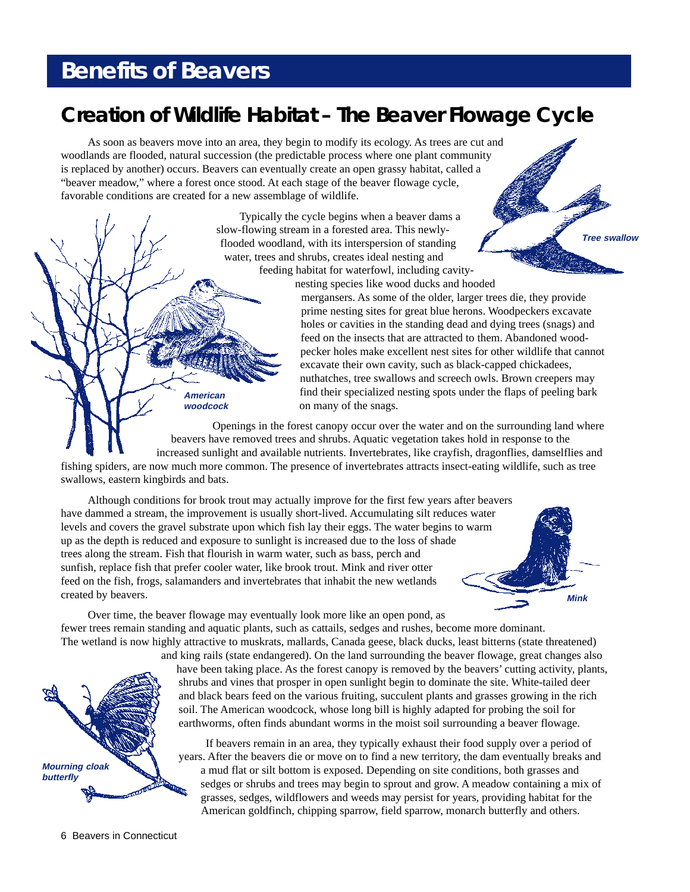# Benefits of Beavers

## Creation of Wildlife Habitat – The Beaver Flowage Cycle

As soon as beavers move into an area, they begin to modify its ecology. As trees are cut and woodlands are flooded, natural succession (the predictable process where one plant community is replaced by another) occurs. Beavers can eventually create an open grassy habitat, called a "beaver meadow," where a forest once stood. At each stage of the beaver flowage cycle, favorable conditions are created for a new assemblage of wildlife.

Typically the cycle begins when a beaver dams a slow-flowing stream in a forested area. This newly-flooded woodland, with its interspersion of standing water, trees and shrubs, creates ideal nesting and feeding habitat for waterfowl, including cavity-nesting species like wood ducks and hooded mergansers. As some of the older, larger trees die, they provide prime nesting sites for great blue herons. Woodpeckers excavate holes or cavities in the standing dead and dying trees (snags) and feed on the insects that are attracted to them. Abandoned wood-pecker holes make excellent nest sites for other wildlife that cannot excavate their own cavity, such as black-capped chickadees, nuthatches, tree swallows and screech owls. Brown creepers may find their specialized nesting spots under the flaps of peeling bark on many of the snags.

*Tree swallow*

*American woodcock*

Openings in the forest canopy occur over the water and on the surrounding land where beavers have removed trees and shrubs. Aquatic vegetation takes hold in response to the increased sunlight and available nutrients. Invertebrates, like crayfish, dragonflies, damselflies and fishing spiders, are now much more common. The presence of invertebrates attracts insect-eating wildlife, such as tree swallows, eastern kingbirds and bats.

Although conditions for brook trout may actually improve for the first few years after beavers have dammed a stream, the improvement is usually short-lived. Accumulating silt reduces water levels and covers the gravel substrate upon which fish lay their eggs. The water begins to warm up as the depth is reduced and exposure to sunlight is increased due to the loss of shade trees along the stream. Fish that flourish in warm water, such as bass, perch and sunfish, replace fish that prefer cooler water, like brook trout. Mink and river otter feed on the fish, frogs, salamanders and invertebrates that inhabit the new wetlands created by beavers.

*Mink*

Over time, the beaver flowage may eventually look more like an open pond, as fewer trees remain standing and aquatic plants, such as cattails, sedges and rushes, become more dominant. The wetland is now highly attractive to muskrats, mallards, Canada geese, black ducks, least bitterns (state threatened) and king rails (state endangered). On the land surrounding the beaver flowage, great changes also have been taking place. As the forest canopy is removed by the beavers' cutting activity, plants, shrubs and vines that prosper in open sunlight begin to dominate the site. White-tailed deer and black bears feed on the various fruiting, succulent plants and grasses growing in the rich soil. The American woodcock, whose long bill is highly adapted for probing the soil for earthworms, often finds abundant worms in the moist soil surrounding a beaver flowage.

If beavers remain in an area, they typically exhaust their food supply over a period of years. After the beavers die or move on to find a new territory, the dam eventually breaks and a mud flat or silt bottom is exposed. Depending on site conditions, both grasses and sedges or shrubs and trees may begin to sprout and grow. A meadow containing a mix of grasses, sedges, wildflowers and weeds may persist for years, providing habitat for the American goldfinch, chipping sparrow, field sparrow, monarch butterfly and others.

*Mourning cloak butterfly*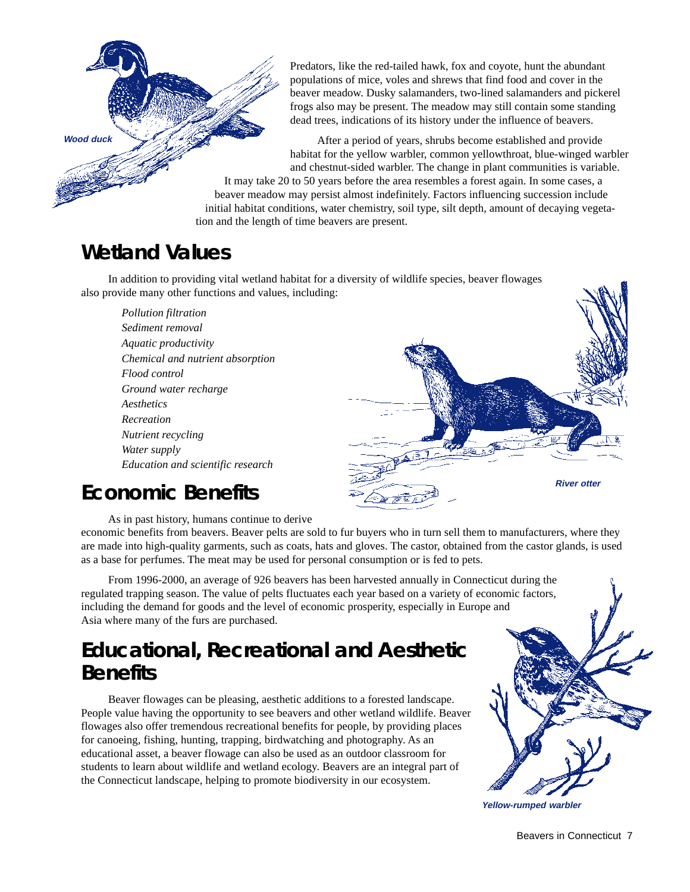Predators, like the red-tailed hawk, fox and coyote, hunt the abundant populations of mice, voles and shrews that find food and cover in the beaver meadow. Dusky salamanders, two-lined salamanders and pickerel frogs also may be present. The meadow may still contain some standing dead trees, indications of its history under the influence of beavers.

After a period of years, shrubs become established and provide habitat for the yellow warbler, common yellowthroat, blue-winged warbler and chestnut-sided warbler. The change in plant communities is variable. It may take 20 to 50 years before the area resembles a forest again. In some cases, a beaver meadow may persist almost indefinitely. Factors influencing succession include initial habitat conditions, water chemistry, soil type, silt depth, amount of decaying vegetation and the length of time beavers are present.

*Wood duck*

## Wetland Values

In addition to providing vital wetland habitat for a diversity of wildlife species, beaver flowages also provide many other functions and values, including:

*Pollution filtration*
*Sediment removal*
*Aquatic productivity*
*Chemical and nutrient absorption*
*Flood control*
*Ground water recharge*
*Aesthetics*
*Recreation*
*Nutrient recycling*
*Water supply*
*Education and scientific research*

*River otter*

## Economic Benefits

As in past history, humans continue to derive economic benefits from beavers. Beaver pelts are sold to fur buyers who in turn sell them to manufacturers, where they are made into high-quality garments, such as coats, hats and gloves. The castor, obtained from the castor glands, is used as a base for perfumes. The meat may be used for personal consumption or is fed to pets.

From 1996-2000, an average of 926 beavers has been harvested annually in Connecticut during the regulated trapping season. The value of pelts fluctuates each year based on a variety of economic factors, including the demand for goods and the level of economic prosperity, especially in Europe and Asia where many of the furs are purchased.

## Educational, Recreational and Aesthetic Benefits

Beaver flowages can be pleasing, aesthetic additions to a forested landscape. People value having the opportunity to see beavers and other wetland wildlife. Beaver flowages also offer tremendous recreational benefits for people, by providing places for canoeing, fishing, hunting, trapping, birdwatching and photography. As an educational asset, a beaver flowage can also be used as an outdoor classroom for students to learn about wildlife and wetland ecology. Beavers are an integral part of the Connecticut landscape, helping to promote biodiversity in our ecosystem.

*Yellow-rumped warbler*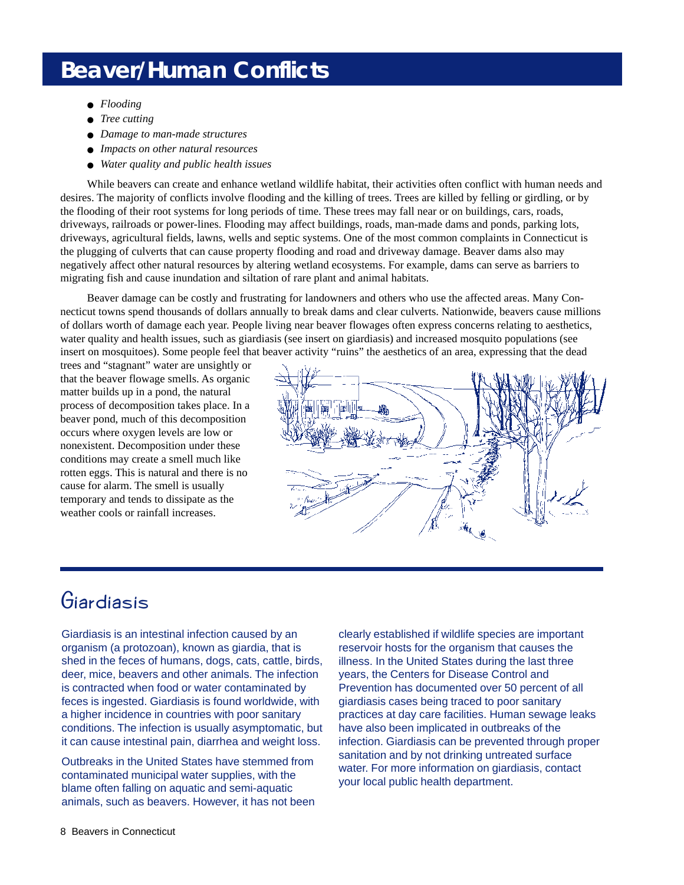# Beaver/Human Conflicts

- *Flooding*
- *Tree cutting*
- *Damage to man-made structures*
- *Impacts on other natural resources*
- *Water quality and public health issues*

While beavers can create and enhance wetland wildlife habitat, their activities often conflict with human needs and desires. The majority of conflicts involve flooding and the killing of trees. Trees are killed by felling or girdling, or by the flooding of their root systems for long periods of time. These trees may fall near or on buildings, cars, roads, driveways, railroads or power-lines. Flooding may affect buildings, roads, man-made dams and ponds, parking lots, driveways, agricultural fields, lawns, wells and septic systems. One of the most common complaints in Connecticut is the plugging of culverts that can cause property flooding and road and driveway damage. Beaver dams also may negatively affect other natural resources by altering wetland ecosystems. For example, dams can serve as barriers to migrating fish and cause inundation and siltation of rare plant and animal habitats.

Beaver damage can be costly and frustrating for landowners and others who use the affected areas. Many Connecticut towns spend thousands of dollars annually to break dams and clear culverts. Nationwide, beavers cause millions of dollars worth of damage each year. People living near beaver flowages often express concerns relating to aesthetics, water quality and health issues, such as giardiasis (see insert on giardiasis) and increased mosquito populations (see insert on mosquitoes). Some people feel that beaver activity "ruins" the aesthetics of an area, expressing that the dead trees and "stagnant" water are unsightly or that the beaver flowage smells. As organic matter builds up in a pond, the natural process of decomposition takes place. In a beaver pond, much of this decomposition occurs where oxygen levels are low or nonexistent. Decomposition under these conditions may create a smell much like rotten eggs. This is natural and there is no cause for alarm. The smell is usually temporary and tends to dissipate as the weather cools or rainfall increases.

## Giardiasis

Giardiasis is an intestinal infection caused by an organism (a protozoan), known as giardia, that is shed in the feces of humans, dogs, cats, cattle, birds, deer, mice, beavers and other animals. The infection is contracted when food or water contaminated by feces is ingested. Giardiasis is found worldwide, with a higher incidence in countries with poor sanitary conditions. The infection is usually asymptomatic, but it can cause intestinal pain, diarrhea and weight loss.

Outbreaks in the United States have stemmed from contaminated municipal water supplies, with the blame often falling on aquatic and semi-aquatic animals, such as beavers. However, it has not been clearly established if wildlife species are important reservoir hosts for the organism that causes the illness. In the United States during the last three years, the Centers for Disease Control and Prevention has documented over 50 percent of all giardiasis cases being traced to poor sanitary practices at day care facilities. Human sewage leaks have also been implicated in outbreaks of the infection. Giardiasis can be prevented through proper sanitation and by not drinking untreated surface water. For more information on giardiasis, contact your local public health department.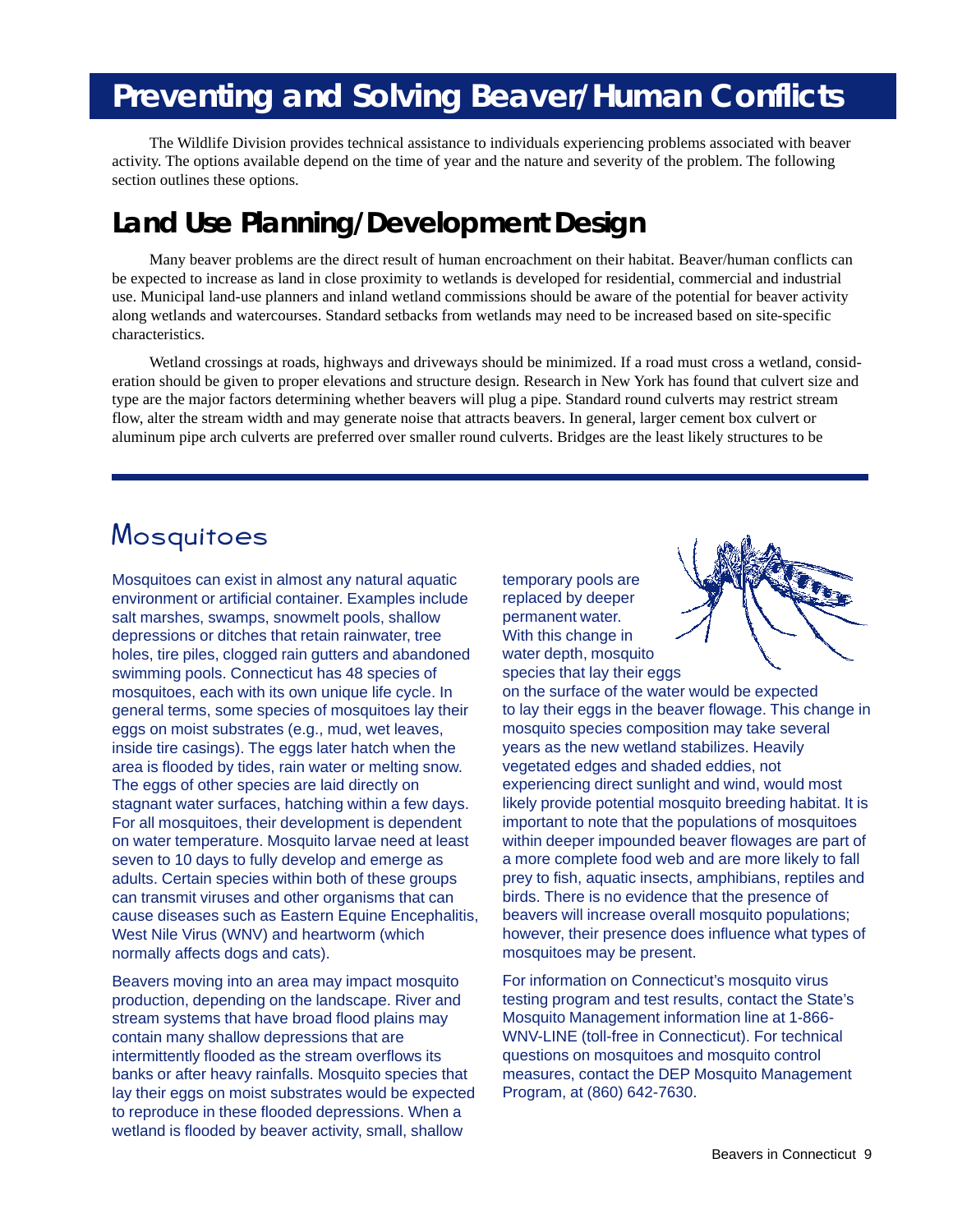# Preventing and Solving Beaver/Human Conflicts

The Wildlife Division provides technical assistance to individuals experiencing problems associated with beaver activity. The options available depend on the time of year and the nature and severity of the problem. The following section outlines these options.

## Land Use Planning/Development Design

Many beaver problems are the direct result of human encroachment on their habitat. Beaver/human conflicts can be expected to increase as land in close proximity to wetlands is developed for residential, commercial and industrial use. Municipal land-use planners and inland wetland commissions should be aware of the potential for beaver activity along wetlands and watercourses. Standard setbacks from wetlands may need to be increased based on site-specific characteristics.

Wetland crossings at roads, highways and driveways should be minimized. If a road must cross a wetland, consideration should be given to proper elevations and structure design. Research in New York has found that culvert size and type are the major factors determining whether beavers will plug a pipe. Standard round culverts may restrict stream flow, alter the stream width and may generate noise that attracts beavers. In general, larger cement box culvert or aluminum pipe arch culverts are preferred over smaller round culverts. Bridges are the least likely structures to be

## Mosquitoes

Mosquitoes can exist in almost any natural aquatic environment or artificial container. Examples include salt marshes, swamps, snowmelt pools, shallow depressions or ditches that retain rainwater, tree holes, tire piles, clogged rain gutters and abandoned swimming pools. Connecticut has 48 species of mosquitoes, each with its own unique life cycle. In general terms, some species of mosquitoes lay their eggs on moist substrates (e.g., mud, wet leaves, inside tire casings). The eggs later hatch when the area is flooded by tides, rain water or melting snow. The eggs of other species are laid directly on stagnant water surfaces, hatching within a few days. For all mosquitoes, their development is dependent on water temperature. Mosquito larvae need at least seven to 10 days to fully develop and emerge as adults. Certain species within both of these groups can transmit viruses and other organisms that can cause diseases such as Eastern Equine Encephalitis, West Nile Virus (WNV) and heartworm (which normally affects dogs and cats).

Beavers moving into an area may impact mosquito production, depending on the landscape. River and stream systems that have broad flood plains may contain many shallow depressions that are intermittently flooded as the stream overflows its banks or after heavy rainfalls. Mosquito species that lay their eggs on moist substrates would be expected to reproduce in these flooded depressions. When a wetland is flooded by beaver activity, small, shallow temporary pools are replaced by deeper permanent water. With this change in water depth, mosquito species that lay their eggs on the surface of the water would be expected to lay their eggs in the beaver flowage. This change in mosquito species composition may take several years as the new wetland stabilizes. Heavily vegetated edges and shaded eddies, not experiencing direct sunlight and wind, would most likely provide potential mosquito breeding habitat. It is important to note that the populations of mosquitoes within deeper impounded beaver flowages are part of a more complete food web and are more likely to fall prey to fish, aquatic insects, amphibians, reptiles and birds. There is no evidence that the presence of beavers will increase overall mosquito populations; however, their presence does influence what types of mosquitoes may be present.

For information on Connecticut's mosquito virus testing program and test results, contact the State's Mosquito Management information line at 1-866-WNV-LINE (toll-free in Connecticut). For technical questions on mosquitoes and mosquito control measures, contact the DEP Mosquito Management Program, at (860) 642-7630.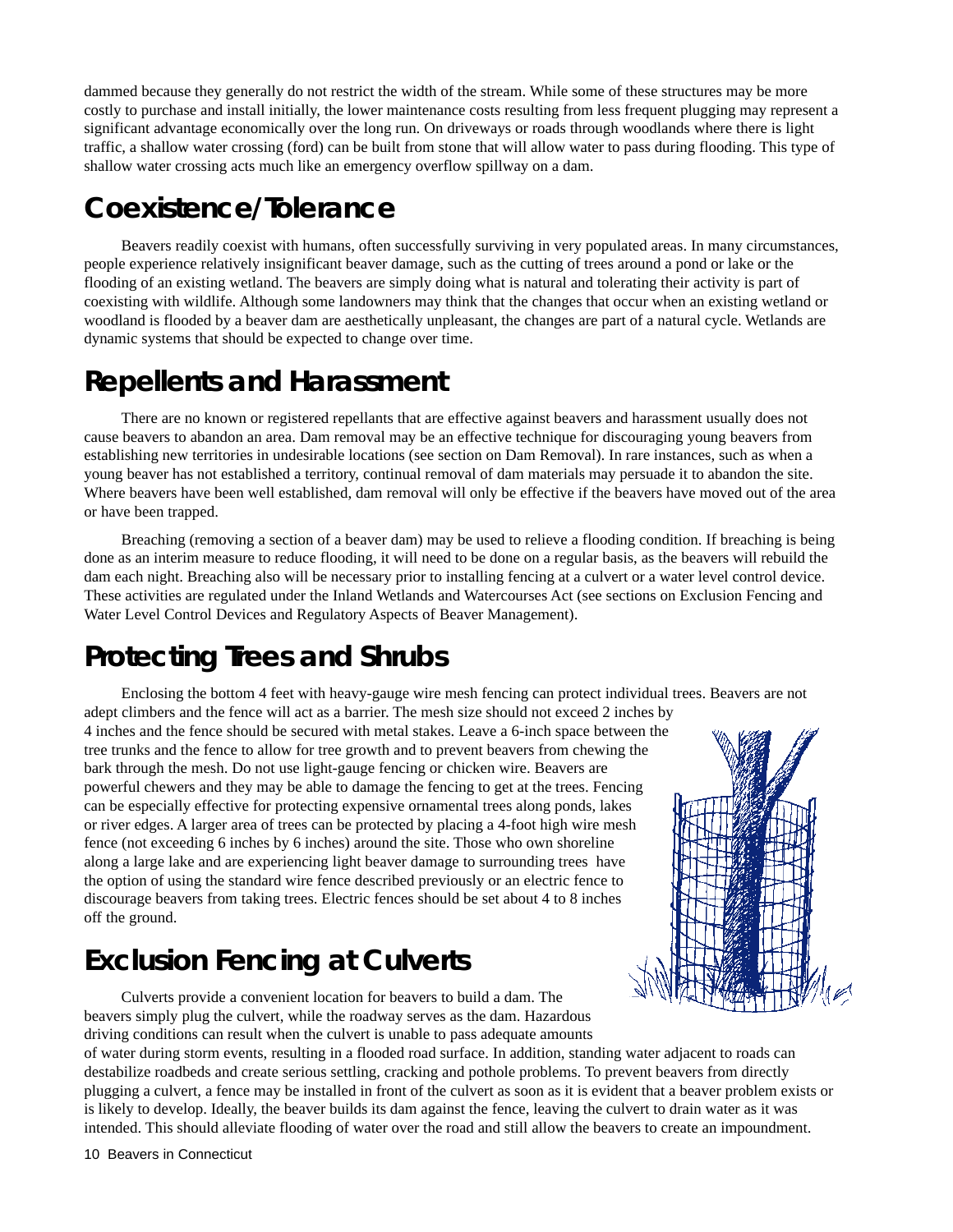dammed because they generally do not restrict the width of the stream. While some of these structures may be more costly to purchase and install initially, the lower maintenance costs resulting from less frequent plugging may represent a significant advantage economically over the long run. On driveways or roads through woodlands where there is light traffic, a shallow water crossing (ford) can be built from stone that will allow water to pass during flooding. This type of shallow water crossing acts much like an emergency overflow spillway on a dam.

## Coexistence/Tolerance

Beavers readily coexist with humans, often successfully surviving in very populated areas. In many circumstances, people experience relatively insignificant beaver damage, such as the cutting of trees around a pond or lake or the flooding of an existing wetland. The beavers are simply doing what is natural and tolerating their activity is part of coexisting with wildlife. Although some landowners may think that the changes that occur when an existing wetland or woodland is flooded by a beaver dam are aesthetically unpleasant, the changes are part of a natural cycle. Wetlands are dynamic systems that should be expected to change over time.

## Repellents and Harassment

There are no known or registered repellants that are effective against beavers and harassment usually does not cause beavers to abandon an area. Dam removal may be an effective technique for discouraging young beavers from establishing new territories in undesirable locations (see section on Dam Removal). In rare instances, such as when a young beaver has not established a territory, continual removal of dam materials may persuade it to abandon the site. Where beavers have been well established, dam removal will only be effective if the beavers have moved out of the area or have been trapped.

Breaching (removing a section of a beaver dam) may be used to relieve a flooding condition. If breaching is being done as an interim measure to reduce flooding, it will need to be done on a regular basis, as the beavers will rebuild the dam each night. Breaching also will be necessary prior to installing fencing at a culvert or a water level control device. These activities are regulated under the Inland Wetlands and Watercourses Act (see sections on Exclusion Fencing and Water Level Control Devices and Regulatory Aspects of Beaver Management).

## Protecting Trees and Shrubs

Enclosing the bottom 4 feet with heavy-gauge wire mesh fencing can protect individual trees. Beavers are not adept climbers and the fence will act as a barrier. The mesh size should not exceed 2 inches by 4 inches and the fence should be secured with metal stakes. Leave a 6-inch space between the tree trunks and the fence to allow for tree growth and to prevent beavers from chewing the bark through the mesh. Do not use light-gauge fencing or chicken wire. Beavers are powerful chewers and they may be able to damage the fencing to get at the trees. Fencing can be especially effective for protecting expensive ornamental trees along ponds, lakes or river edges. A larger area of trees can be protected by placing a 4-foot high wire mesh fence (not exceeding 6 inches by 6 inches) around the site. Those who own shoreline along a large lake and are experiencing light beaver damage to surrounding trees have the option of using the standard wire fence described previously or an electric fence to discourage beavers from taking trees. Electric fences should be set about 4 to 8 inches off the ground.

## Exclusion Fencing at Culverts

Culverts provide a convenient location for beavers to build a dam. The beavers simply plug the culvert, while the roadway serves as the dam. Hazardous driving conditions can result when the culvert is unable to pass adequate amounts of water during storm events, resulting in a flooded road surface. In addition, standing water adjacent to roads can destabilize roadbeds and create serious settling, cracking and pothole problems. To prevent beavers from directly plugging a culvert, a fence may be installed in front of the culvert as soon as it is evident that a beaver problem exists or is likely to develop. Ideally, the beaver builds its dam against the fence, leaving the culvert to drain water as it was intended. This should alleviate flooding of water over the road and still allow the beavers to create an impoundment.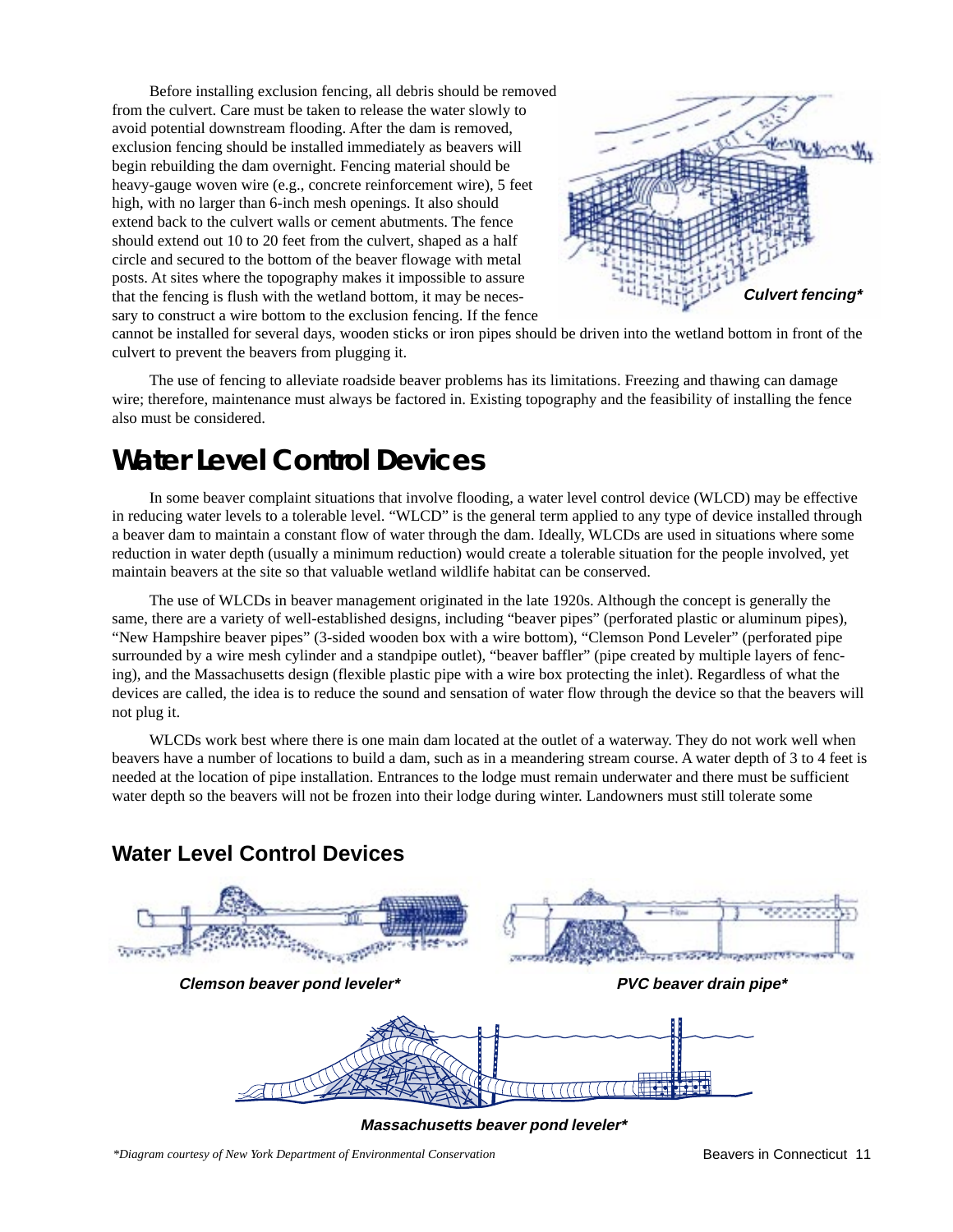Before installing exclusion fencing, all debris should be removed from the culvert. Care must be taken to release the water slowly to avoid potential downstream flooding. After the dam is removed, exclusion fencing should be installed immediately as beavers will begin rebuilding the dam overnight. Fencing material should be heavy-gauge woven wire (e.g., concrete reinforcement wire), 5 feet high, with no larger than 6-inch mesh openings. It also should extend back to the culvert walls or cement abutments. The fence should extend out 10 to 20 feet from the culvert, shaped as a half circle and secured to the bottom of the beaver flowage with metal posts. At sites where the topography makes it impossible to assure that the fencing is flush with the wetland bottom, it may be necessary to construct a wire bottom to the exclusion fencing. If the fence cannot be installed for several days, wooden sticks or iron pipes should be driven into the wetland bottom in front of the culvert to prevent the beavers from plugging it.

***Culvert fencing****

The use of fencing to alleviate roadside beaver problems has its limitations. Freezing and thawing can damage wire; therefore, maintenance must always be factored in. Existing topography and the feasibility of installing the fence also must be considered.

## Water Level Control Devices

In some beaver complaint situations that involve flooding, a water level control device (WLCD) may be effective in reducing water levels to a tolerable level. "WLCD" is the general term applied to any type of device installed through a beaver dam to maintain a constant flow of water through the dam. Ideally, WLCDs are used in situations where some reduction in water depth (usually a minimum reduction) would create a tolerable situation for the people involved, yet maintain beavers at the site so that valuable wetland wildlife habitat can be conserved.

The use of WLCDs in beaver management originated in the late 1920s. Although the concept is generally the same, there are a variety of well-established designs, including "beaver pipes" (perforated plastic or aluminum pipes), "New Hampshire beaver pipes" (3-sided wooden box with a wire bottom), "Clemson Pond Leveler" (perforated pipe surrounded by a wire mesh cylinder and a standpipe outlet), "beaver baffler" (pipe created by multiple layers of fencing), and the Massachusetts design (flexible plastic pipe with a wire box protecting the inlet). Regardless of what the devices are called, the idea is to reduce the sound and sensation of water flow through the device so that the beavers will not plug it.

WLCDs work best where there is one main dam located at the outlet of a waterway. They do not work well when beavers have a number of locations to build a dam, such as in a meandering stream course. A water depth of 3 to 4 feet is needed at the location of pipe installation. Entrances to the lodge must remain underwater and there must be sufficient water depth so the beavers will not be frozen into their lodge during winter. Landowners must still tolerate some

### Water Level Control Devices

***Clemson beaver pond leveler****

***PVC beaver drain pipe****

***Massachusetts beaver pond leveler****

*\*Diagram courtesy of New York Department of Environmental Conservation*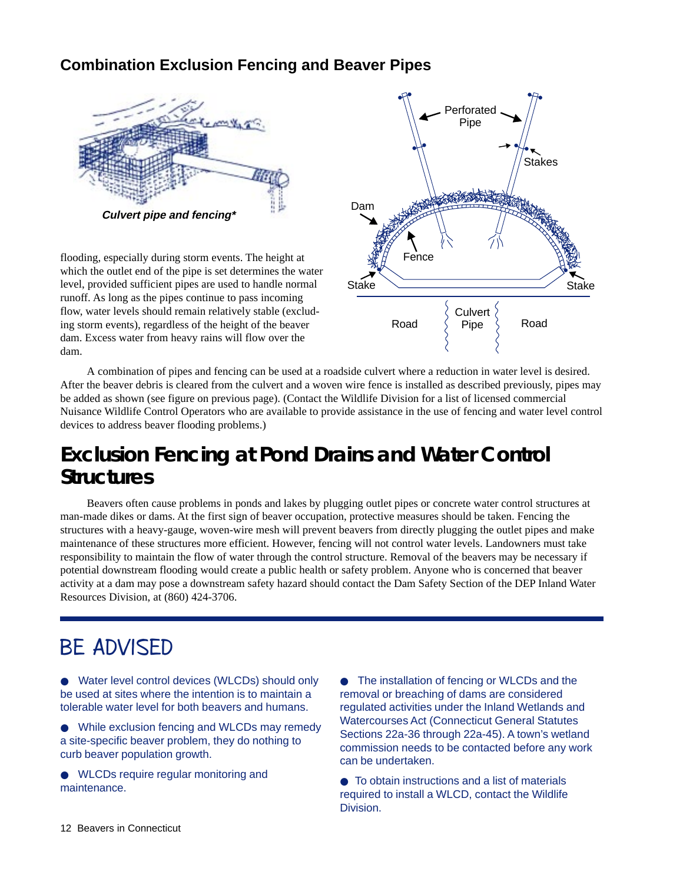## Combination Exclusion Fencing and Beaver Pipes

*Culvert pipe and fencing**

flooding, especially during storm events. The height at which the outlet end of the pipe is set determines the water level, provided sufficient pipes are used to handle normal runoff. As long as the pipes continue to pass incoming flow, water levels should remain relatively stable (excluding storm events), regardless of the height of the beaver dam. Excess water from heavy rains will flow over the dam.

A combination of pipes and fencing can be used at a roadside culvert where a reduction in water level is desired. After the beaver debris is cleared from the culvert and a woven wire fence is installed as described previously, pipes may be added as shown (see figure on previous page). (Contact the Wildlife Division for a list of licensed commercial Nuisance Wildlife Control Operators who are available to provide assistance in the use of fencing and water level control devices to address beaver flooding problems.)

# Exclusion Fencing at Pond Drains and Water Control Structures

Beavers often cause problems in ponds and lakes by plugging outlet pipes or concrete water control structures at man-made dikes or dams. At the first sign of beaver occupation, protective measures should be taken. Fencing the structures with a heavy-gauge, woven-wire mesh will prevent beavers from directly plugging the outlet pipes and make maintenance of these structures more efficient. However, fencing will not control water levels. Landowners must take responsibility to maintain the flow of water through the control structure. Removal of the beavers may be necessary if potential downstream flooding would create a public health or safety problem. Anyone who is concerned that beaver activity at a dam may pose a downstream safety hazard should contact the Dam Safety Section of the DEP Inland Water Resources Division, at (860) 424-3706.

## BE ADVISED

- Water level control devices (WLCDs) should only be used at sites where the intention is to maintain a tolerable water level for both beavers and humans.
- While exclusion fencing and WLCDs may remedy a site-specific beaver problem, they do nothing to curb beaver population growth.
- WLCDs require regular monitoring and maintenance.
- The installation of fencing or WLCDs and the removal or breaching of dams are considered regulated activities under the Inland Wetlands and Watercourses Act (Connecticut General Statutes Sections 22a-36 through 22a-45). A town's wetland commission needs to be contacted before any work can be undertaken.
- To obtain instructions and a list of materials required to install a WLCD, contact the Wildlife Division.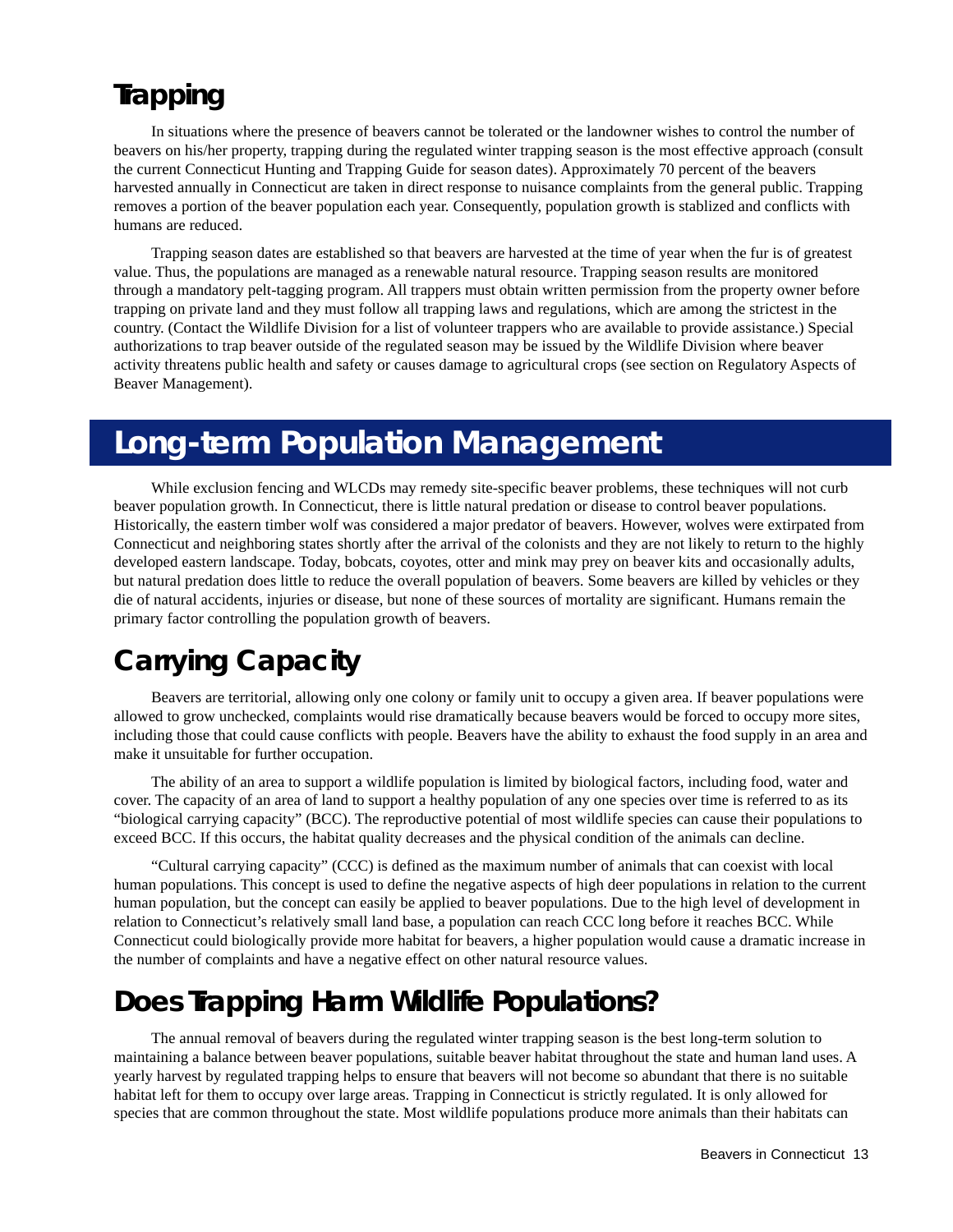## Trapping

In situations where the presence of beavers cannot be tolerated or the landowner wishes to control the number of beavers on his/her property, trapping during the regulated winter trapping season is the most effective approach (consult the current Connecticut Hunting and Trapping Guide for season dates). Approximately 70 percent of the beavers harvested annually in Connecticut are taken in direct response to nuisance complaints from the general public. Trapping removes a portion of the beaver population each year. Consequently, population growth is stablized and conflicts with humans are reduced.

Trapping season dates are established so that beavers are harvested at the time of year when the fur is of greatest value. Thus, the populations are managed as a renewable natural resource. Trapping season results are monitored through a mandatory pelt-tagging program. All trappers must obtain written permission from the property owner before trapping on private land and they must follow all trapping laws and regulations, which are among the strictest in the country. (Contact the Wildlife Division for a list of volunteer trappers who are available to provide assistance.) Special authorizations to trap beaver outside of the regulated season may be issued by the Wildlife Division where beaver activity threatens public health and safety or causes damage to agricultural crops (see section on Regulatory Aspects of Beaver Management).

# Long-term Population Management

While exclusion fencing and WLCDs may remedy site-specific beaver problems, these techniques will not curb beaver population growth. In Connecticut, there is little natural predation or disease to control beaver populations. Historically, the eastern timber wolf was considered a major predator of beavers. However, wolves were extirpated from Connecticut and neighboring states shortly after the arrival of the colonists and they are not likely to return to the highly developed eastern landscape. Today, bobcats, coyotes, otter and mink may prey on beaver kits and occasionally adults, but natural predation does little to reduce the overall population of beavers. Some beavers are killed by vehicles or they die of natural accidents, injuries or disease, but none of these sources of mortality are significant. Humans remain the primary factor controlling the population growth of beavers.

## Carrying Capacity

Beavers are territorial, allowing only one colony or family unit to occupy a given area. If beaver populations were allowed to grow unchecked, complaints would rise dramatically because beavers would be forced to occupy more sites, including those that could cause conflicts with people. Beavers have the ability to exhaust the food supply in an area and make it unsuitable for further occupation.

The ability of an area to support a wildlife population is limited by biological factors, including food, water and cover. The capacity of an area of land to support a healthy population of any one species over time is referred to as its "biological carrying capacity" (BCC). The reproductive potential of most wildlife species can cause their populations to exceed BCC. If this occurs, the habitat quality decreases and the physical condition of the animals can decline.

"Cultural carrying capacity" (CCC) is defined as the maximum number of animals that can coexist with local human populations. This concept is used to define the negative aspects of high deer populations in relation to the current human population, but the concept can easily be applied to beaver populations. Due to the high level of development in relation to Connecticut's relatively small land base, a population can reach CCC long before it reaches BCC. While Connecticut could biologically provide more habitat for beavers, a higher population would cause a dramatic increase in the number of complaints and have a negative effect on other natural resource values.

## Does Trapping Harm Wildlife Populations?

The annual removal of beavers during the regulated winter trapping season is the best long-term solution to maintaining a balance between beaver populations, suitable beaver habitat throughout the state and human land uses. A yearly harvest by regulated trapping helps to ensure that beavers will not become so abundant that there is no suitable habitat left for them to occupy over large areas. Trapping in Connecticut is strictly regulated. It is only allowed for species that are common throughout the state. Most wildlife populations produce more animals than their habitats can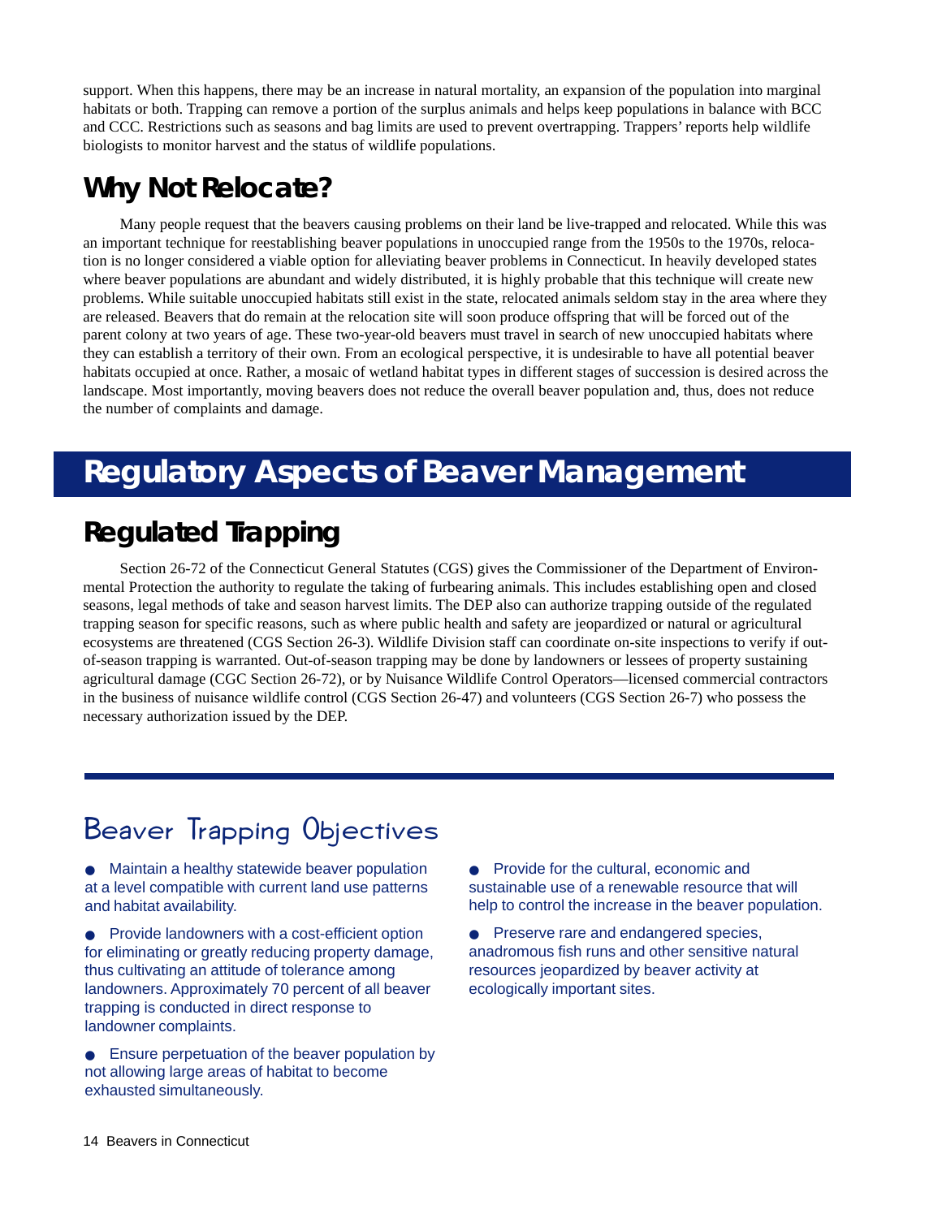support. When this happens, there may be an increase in natural mortality, an expansion of the population into marginal habitats or both. Trapping can remove a portion of the surplus animals and helps keep populations in balance with BCC and CCC. Restrictions such as seasons and bag limits are used to prevent overtrapping. Trappers' reports help wildlife biologists to monitor harvest and the status of wildlife populations.

## Why Not Relocate?

Many people request that the beavers causing problems on their land be live-trapped and relocated. While this was an important technique for reestablishing beaver populations in unoccupied range from the 1950s to the 1970s, relocation is no longer considered a viable option for alleviating beaver problems in Connecticut. In heavily developed states where beaver populations are abundant and widely distributed, it is highly probable that this technique will create new problems. While suitable unoccupied habitats still exist in the state, relocated animals seldom stay in the area where they are released. Beavers that do remain at the relocation site will soon produce offspring that will be forced out of the parent colony at two years of age. These two-year-old beavers must travel in search of new unoccupied habitats where they can establish a territory of their own. From an ecological perspective, it is undesirable to have all potential beaver habitats occupied at once. Rather, a mosaic of wetland habitat types in different stages of succession is desired across the landscape. Most importantly, moving beavers does not reduce the overall beaver population and, thus, does not reduce the number of complaints and damage.

# Regulatory Aspects of Beaver Management

## Regulated Trapping

Section 26-72 of the Connecticut General Statutes (CGS) gives the Commissioner of the Department of Environmental Protection the authority to regulate the taking of furbearing animals. This includes establishing open and closed seasons, legal methods of take and season harvest limits. The DEP also can authorize trapping outside of the regulated trapping season for specific reasons, such as where public health and safety are jeopardized or natural or agricultural ecosystems are threatened (CGS Section 26-3). Wildlife Division staff can coordinate on-site inspections to verify if out-of-season trapping is warranted. Out-of-season trapping may be done by landowners or lessees of property sustaining agricultural damage (CGC Section 26-72), or by Nuisance Wildlife Control Operators—licensed commercial contractors in the business of nuisance wildlife control (CGS Section 26-47) and volunteers (CGS Section 26-7) who possess the necessary authorization issued by the DEP.

---

## Beaver Trapping Objectives

- Maintain a healthy statewide beaver population at a level compatible with current land use patterns and habitat availability.
- Provide landowners with a cost-efficient option for eliminating or greatly reducing property damage, thus cultivating an attitude of tolerance among landowners. Approximately 70 percent of all beaver trapping is conducted in direct response to landowner complaints.
- Ensure perpetuation of the beaver population by not allowing large areas of habitat to become exhausted simultaneously.
- Provide for the cultural, economic and sustainable use of a renewable resource that will help to control the increase in the beaver population.
- Preserve rare and endangered species, anadromous fish runs and other sensitive natural resources jeopardized by beaver activity at ecologically important sites.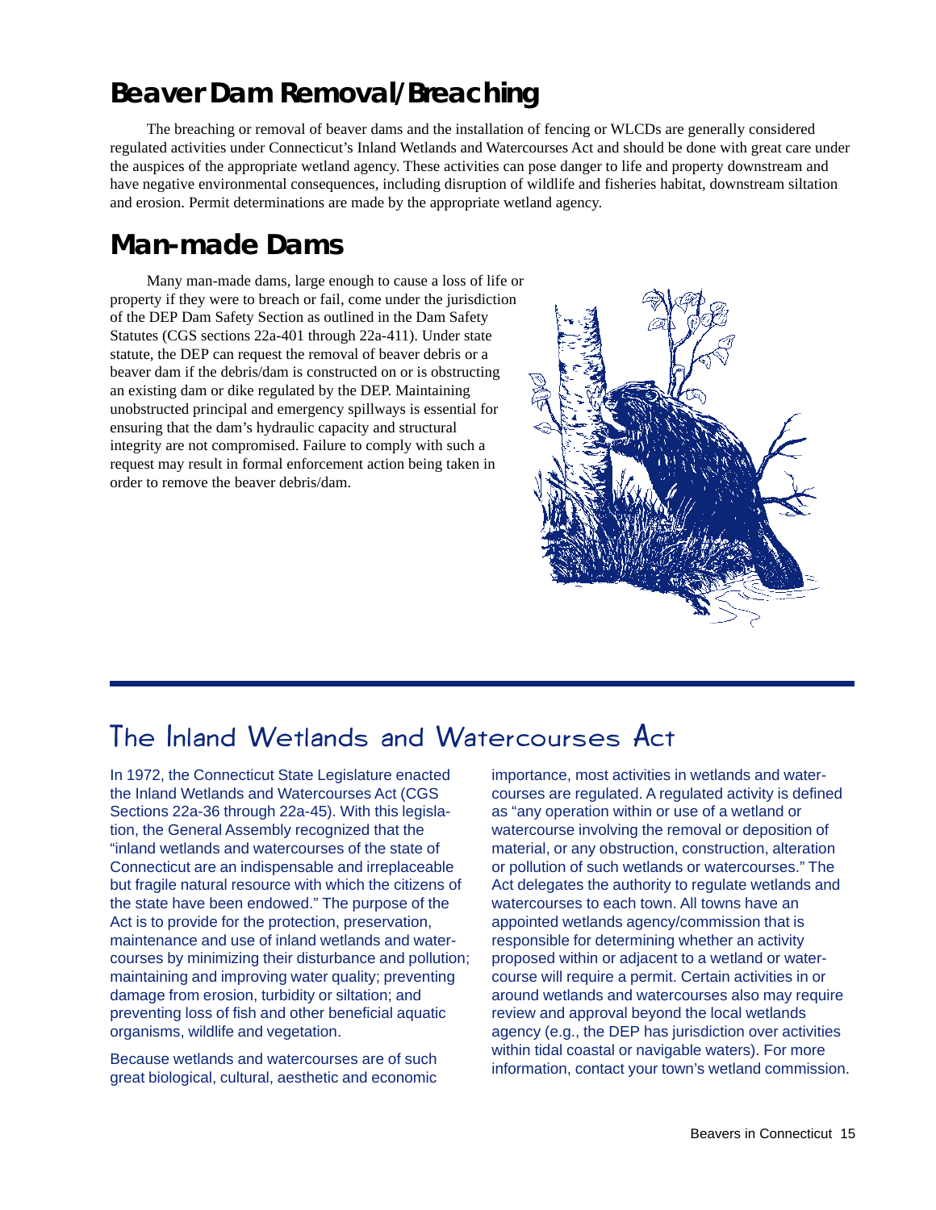## Beaver Dam Removal/Breaching

The breaching or removal of beaver dams and the installation of fencing or WLCDs are generally considered regulated activities under Connecticut's Inland Wetlands and Watercourses Act and should be done with great care under the auspices of the appropriate wetland agency. These activities can pose danger to life and property downstream and have negative environmental consequences, including disruption of wildlife and fisheries habitat, downstream siltation and erosion. Permit determinations are made by the appropriate wetland agency.

## Man-made Dams

Many man-made dams, large enough to cause a loss of life or property if they were to breach or fail, come under the jurisdiction of the DEP Dam Safety Section as outlined in the Dam Safety Statutes (CGS sections 22a-401 through 22a-411). Under state statute, the DEP can request the removal of beaver debris or a beaver dam if the debris/dam is constructed on or is obstructing an existing dam or dike regulated by the DEP. Maintaining unobstructed principal and emergency spillways is essential for ensuring that the dam's hydraulic capacity and structural integrity are not compromised. Failure to comply with such a request may result in formal enforcement action being taken in order to remove the beaver debris/dam.

## The Inland Wetlands and Watercourses Act

In 1972, the Connecticut State Legislature enacted the Inland Wetlands and Watercourses Act (CGS Sections 22a-36 through 22a-45). With this legislation, the General Assembly recognized that the "inland wetlands and watercourses of the state of Connecticut are an indispensable and irreplaceable but fragile natural resource with which the citizens of the state have been endowed." The purpose of the Act is to provide for the protection, preservation, maintenance and use of inland wetlands and watercourses by minimizing their disturbance and pollution; maintaining and improving water quality; preventing damage from erosion, turbidity or siltation; and preventing loss of fish and other beneficial aquatic organisms, wildlife and vegetation.

Because wetlands and watercourses are of such great biological, cultural, aesthetic and economic importance, most activities in wetlands and watercourses are regulated. A regulated activity is defined as "any operation within or use of a wetland or watercourse involving the removal or deposition of material, or any obstruction, construction, alteration or pollution of such wetlands or watercourses." The Act delegates the authority to regulate wetlands and watercourses to each town. All towns have an appointed wetlands agency/commission that is responsible for determining whether an activity proposed within or adjacent to a wetland or watercourse will require a permit. Certain activities in or around wetlands and watercourses also may require review and approval beyond the local wetlands agency (e.g., the DEP has jurisdiction over activities within tidal coastal or navigable waters). For more information, contact your town's wetland commission.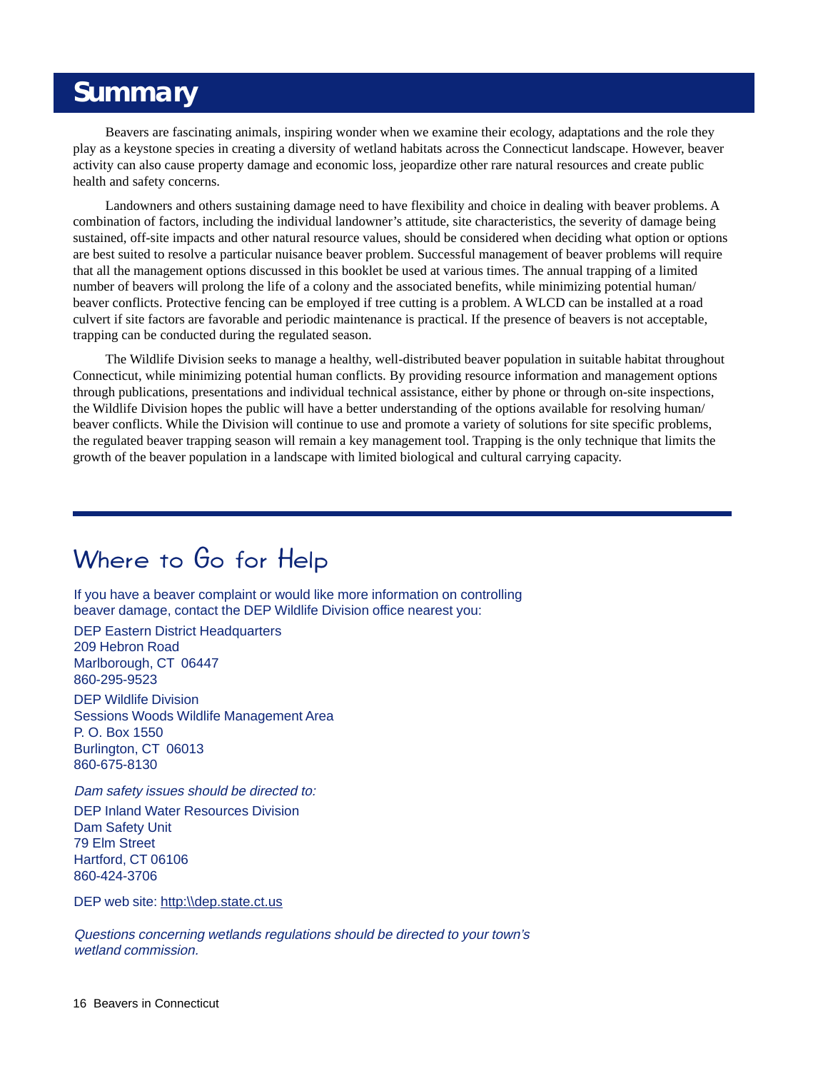# Summary

Beavers are fascinating animals, inspiring wonder when we examine their ecology, adaptations and the role they play as a keystone species in creating a diversity of wetland habitats across the Connecticut landscape. However, beaver activity can also cause property damage and economic loss, jeopardize other rare natural resources and create public health and safety concerns.

Landowners and others sustaining damage need to have flexibility and choice in dealing with beaver problems. A combination of factors, including the individual landowner's attitude, site characteristics, the severity of damage being sustained, off-site impacts and other natural resource values, should be considered when deciding what option or options are best suited to resolve a particular nuisance beaver problem. Successful management of beaver problems will require that all the management options discussed in this booklet be used at various times. The annual trapping of a limited number of beavers will prolong the life of a colony and the associated benefits, while minimizing potential human/ beaver conflicts. Protective fencing can be employed if tree cutting is a problem. A WLCD can be installed at a road culvert if site factors are favorable and periodic maintenance is practical. If the presence of beavers is not acceptable, trapping can be conducted during the regulated season.

The Wildlife Division seeks to manage a healthy, well-distributed beaver population in suitable habitat throughout Connecticut, while minimizing potential human conflicts. By providing resource information and management options through publications, presentations and individual technical assistance, either by phone or through on-site inspections, the Wildlife Division hopes the public will have a better understanding of the options available for resolving human/ beaver conflicts. While the Division will continue to use and promote a variety of solutions for site specific problems, the regulated beaver trapping season will remain a key management tool. Trapping is the only technique that limits the growth of the beaver population in a landscape with limited biological and cultural carrying capacity.

## Where to Go for Help

If you have a beaver complaint or would like more information on controlling beaver damage, contact the DEP Wildlife Division office nearest you:

DEP Eastern District Headquarters
209 Hebron Road
Marlborough, CT 06447
860-295-9523

DEP Wildlife Division
Sessions Woods Wildlife Management Area
P. O. Box 1550
Burlington, CT 06013
860-675-8130

*Dam safety issues should be directed to:*

DEP Inland Water Resources Division
Dam Safety Unit
79 Elm Street
Hartford, CT 06106
860-424-3706

DEP web site: http:\\dep.state.ct.us

*Questions concerning wetlands regulations should be directed to your town's wetland commission.*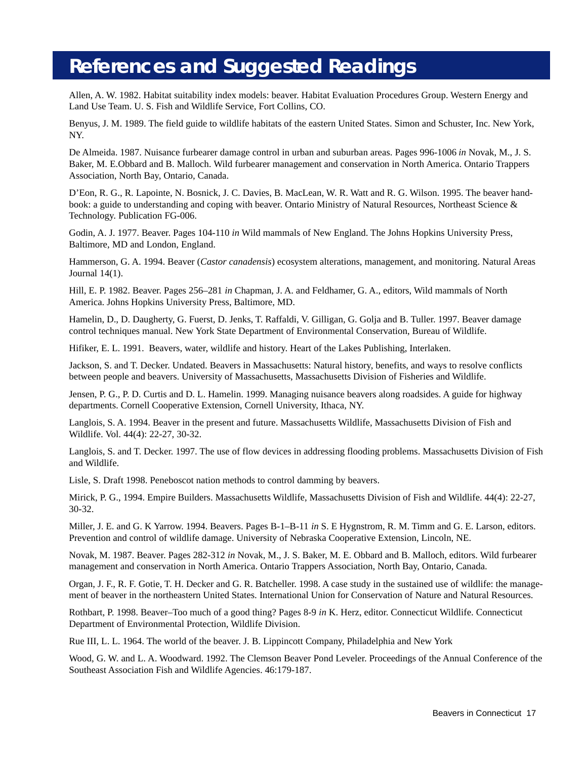# References and Suggested Readings

Allen, A. W. 1982. Habitat suitability index models: beaver. Habitat Evaluation Procedures Group. Western Energy and Land Use Team. U. S. Fish and Wildlife Service, Fort Collins, CO.

Benyus, J. M. 1989. The field guide to wildlife habitats of the eastern United States. Simon and Schuster, Inc. New York, NY.

De Almeida. 1987. Nuisance furbearer damage control in urban and suburban areas. Pages 996-1006 *in* Novak, M., J. S. Baker, M. E.Obbard and B. Malloch. Wild furbearer management and conservation in North America. Ontario Trappers Association, North Bay, Ontario, Canada.

D'Eon, R. G., R. Lapointe, N. Bosnick, J. C. Davies, B. MacLean, W. R. Watt and R. G. Wilson. 1995. The beaver handbook: a guide to understanding and coping with beaver. Ontario Ministry of Natural Resources, Northeast Science & Technology. Publication FG-006.

Godin, A. J. 1977. Beaver. Pages 104-110 *in* Wild mammals of New England. The Johns Hopkins University Press, Baltimore, MD and London, England.

Hammerson, G. A. 1994. Beaver (*Castor canadensis*) ecosystem alterations, management, and monitoring. Natural Areas Journal 14(1).

Hill, E. P. 1982. Beaver. Pages 256–281 *in* Chapman, J. A. and Feldhamer, G. A., editors, Wild mammals of North America. Johns Hopkins University Press, Baltimore, MD.

Hamelin, D., D. Daugherty, G. Fuerst, D. Jenks, T. Raffaldi, V. Gilligan, G. Golja and B. Tuller. 1997. Beaver damage control techniques manual. New York State Department of Environmental Conservation, Bureau of Wildlife.

Hifiker, E. L. 1991. Beavers, water, wildlife and history. Heart of the Lakes Publishing, Interlaken.

Jackson, S. and T. Decker. Undated. Beavers in Massachusetts: Natural history, benefits, and ways to resolve conflicts between people and beavers. University of Massachusetts, Massachusetts Division of Fisheries and Wildlife.

Jensen, P. G., P. D. Curtis and D. L. Hamelin. 1999. Managing nuisance beavers along roadsides. A guide for highway departments. Cornell Cooperative Extension, Cornell University, Ithaca, NY.

Langlois, S. A. 1994. Beaver in the present and future. Massachusetts Wildlife, Massachusetts Division of Fish and Wildlife. Vol. 44(4): 22-27, 30-32.

Langlois, S. and T. Decker. 1997. The use of flow devices in addressing flooding problems. Massachusetts Division of Fish and Wildlife.

Lisle, S. Draft 1998. Peneboscot nation methods to control damming by beavers.

Mirick, P. G., 1994. Empire Builders. Massachusetts Wildlife, Massachusetts Division of Fish and Wildlife. 44(4): 22-27, 30-32.

Miller, J. E. and G. K Yarrow. 1994. Beavers. Pages B-1–B-11 *in* S. E Hygnstrom, R. M. Timm and G. E. Larson, editors. Prevention and control of wildlife damage. University of Nebraska Cooperative Extension, Lincoln, NE.

Novak, M. 1987. Beaver. Pages 282-312 *in* Novak, M., J. S. Baker, M. E. Obbard and B. Malloch, editors. Wild furbearer management and conservation in North America. Ontario Trappers Association, North Bay, Ontario, Canada.

Organ, J. F., R. F. Gotie, T. H. Decker and G. R. Batcheller. 1998. A case study in the sustained use of wildlife: the management of beaver in the northeastern United States. International Union for Conservation of Nature and Natural Resources.

Rothbart, P. 1998. Beaver–Too much of a good thing? Pages 8-9 *in* K. Herz, editor. Connecticut Wildlife. Connecticut Department of Environmental Protection, Wildlife Division.

Rue III, L. L. 1964. The world of the beaver. J. B. Lippincott Company, Philadelphia and New York

Wood, G. W. and L. A. Woodward. 1992. The Clemson Beaver Pond Leveler. Proceedings of the Annual Conference of the Southeast Association Fish and Wildlife Agencies. 46:179-187.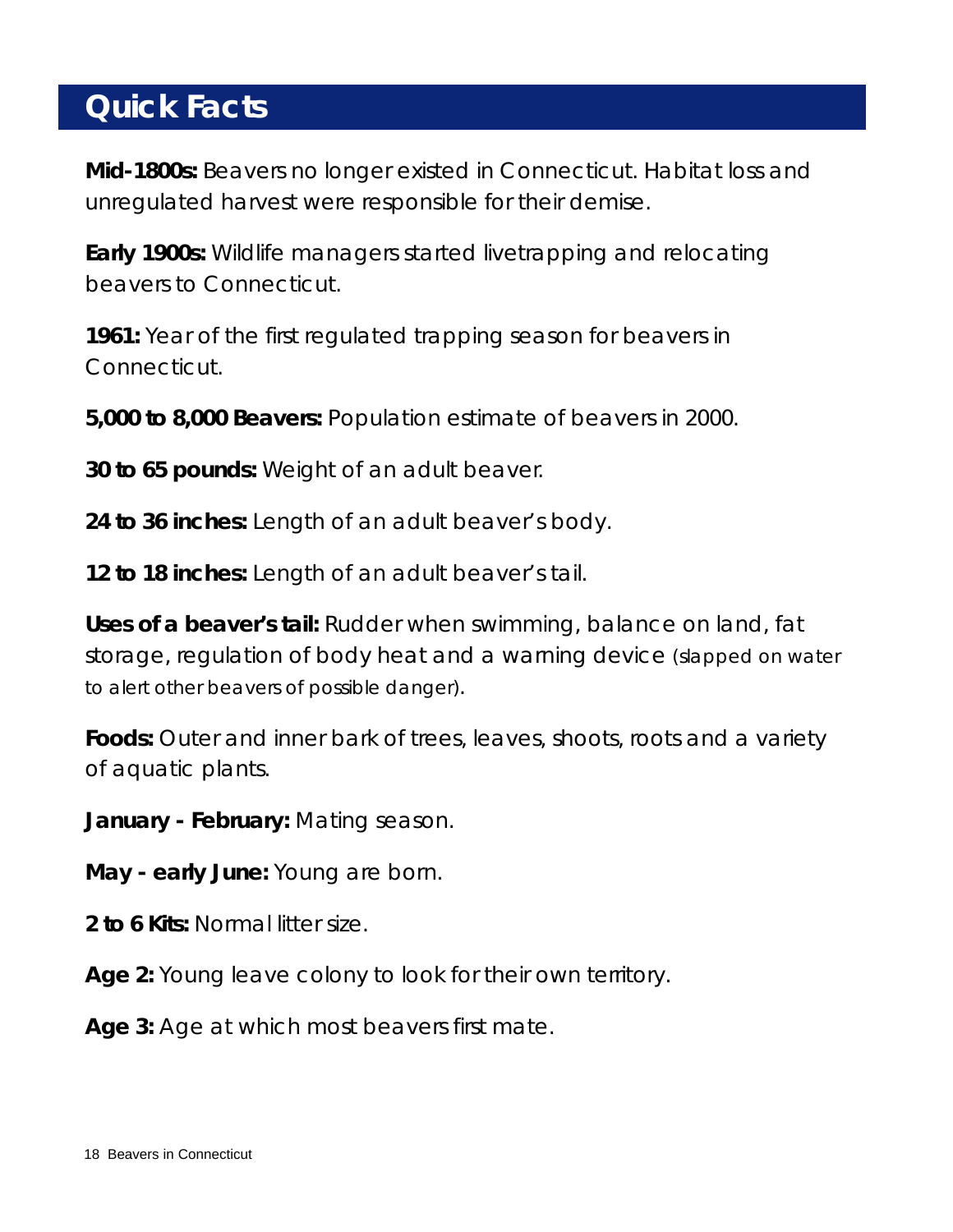## Quick Facts

**Mid-1800s:** Beavers no longer existed in Connecticut. Habitat loss and unregulated harvest were responsible for their demise.

**Early 1900s:** Wildlife managers started livetrapping and relocating beavers to Connecticut.

**1961:** Year of the first regulated trapping season for beavers in Connecticut.

**5,000 to 8,000 Beavers:** Population estimate of beavers in 2000.

**30 to 65 pounds:** Weight of an adult beaver.

**24 to 36 inches:** Length of an adult beaver's body.

**12 to 18 inches:** Length of an adult beaver's tail.

**Uses of a beaver's tail:** Rudder when swimming, balance on land, fat storage, regulation of body heat and a warning device (slapped on water to alert other beavers of possible danger).

**Foods:** Outer and inner bark of trees, leaves, shoots, roots and a variety of aquatic plants.

**January - February:** Mating season.

**May - early June:** Young are born.

**2 to 6 Kits:** Normal litter size.

**Age 2:** Young leave colony to look for their own territory.

**Age 3:** Age at which most beavers first mate.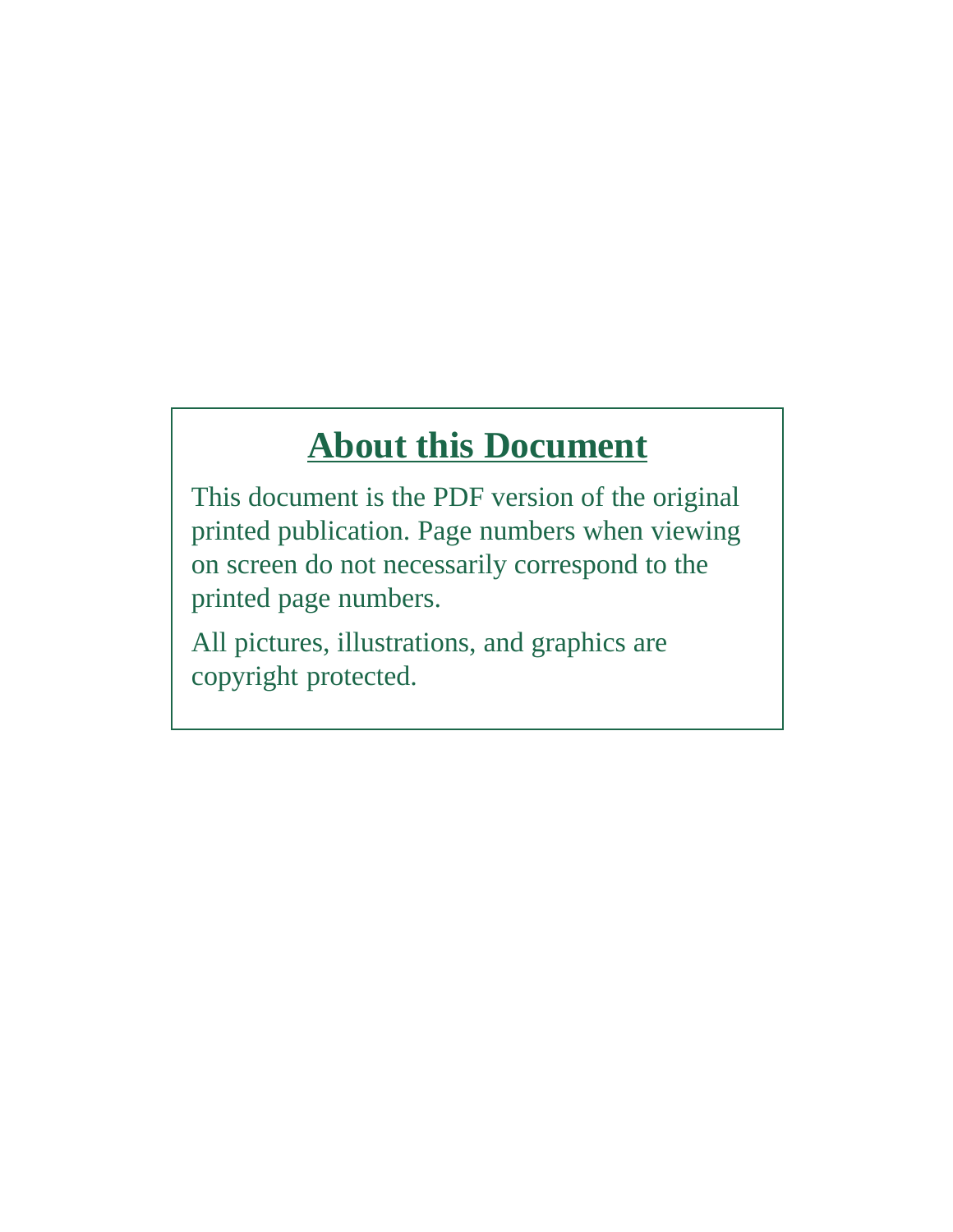## About this Document

This document is the PDF version of the original printed publication. Page numbers when viewing on screen do not necessarily correspond to the printed page numbers.

All pictures, illustrations, and graphics are copyright protected.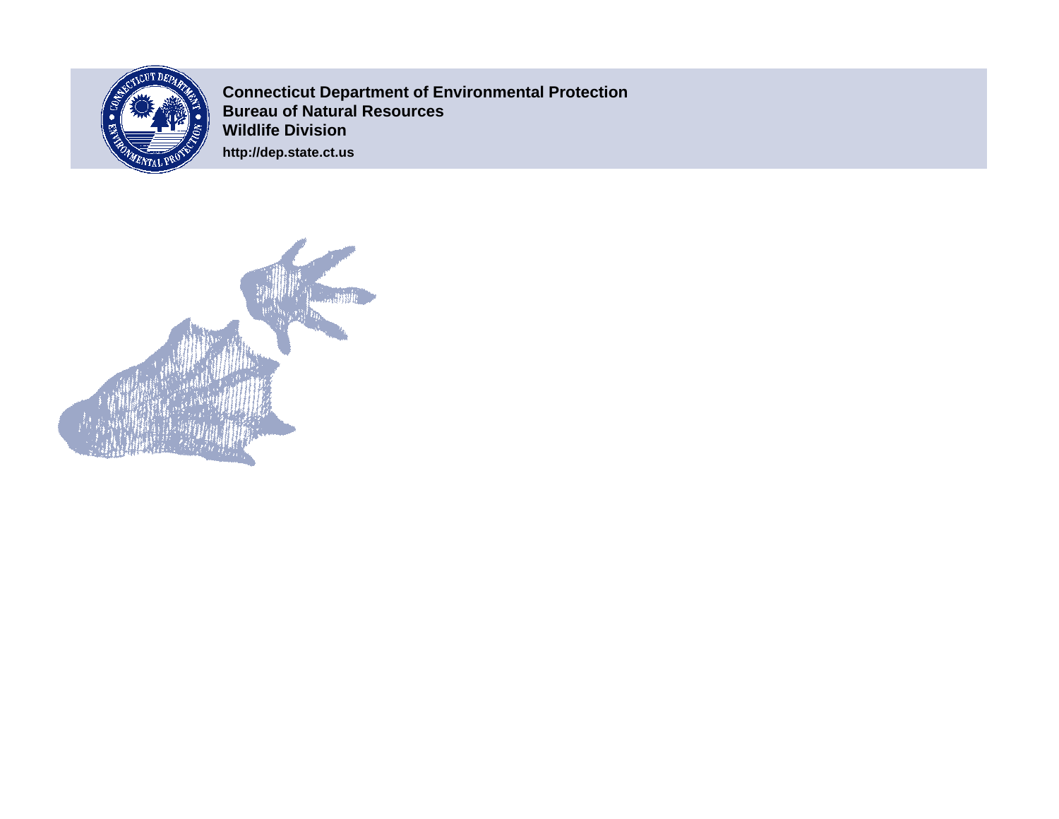**Connecticut Department of Environmental Protection**
**Bureau of Natural Resources**
**Wildlife Division**
**http://dep.state.ct.us**